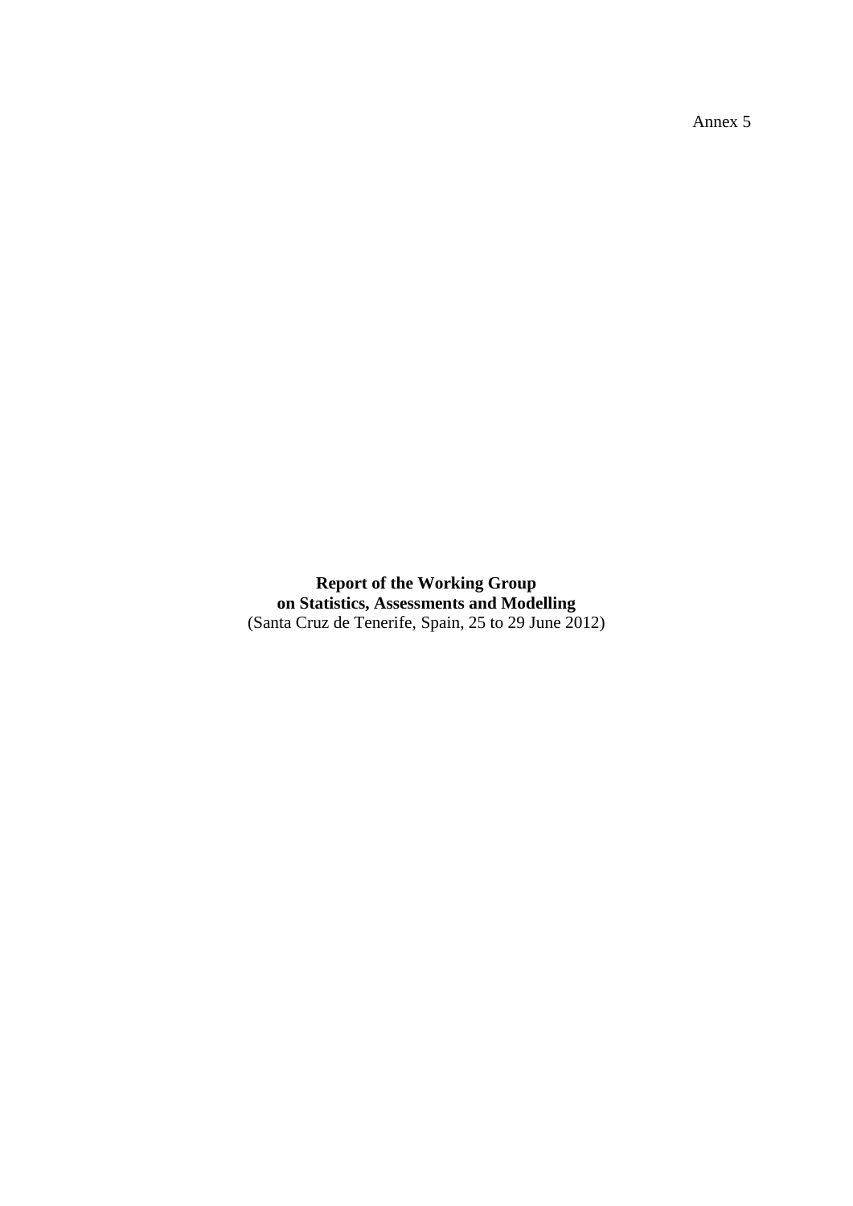Annex 5

**Report of the Working Group**
**on Statistics, Assessments and Modelling**
(Santa Cruz de Tenerife, Spain, 25 to 29 June 2012)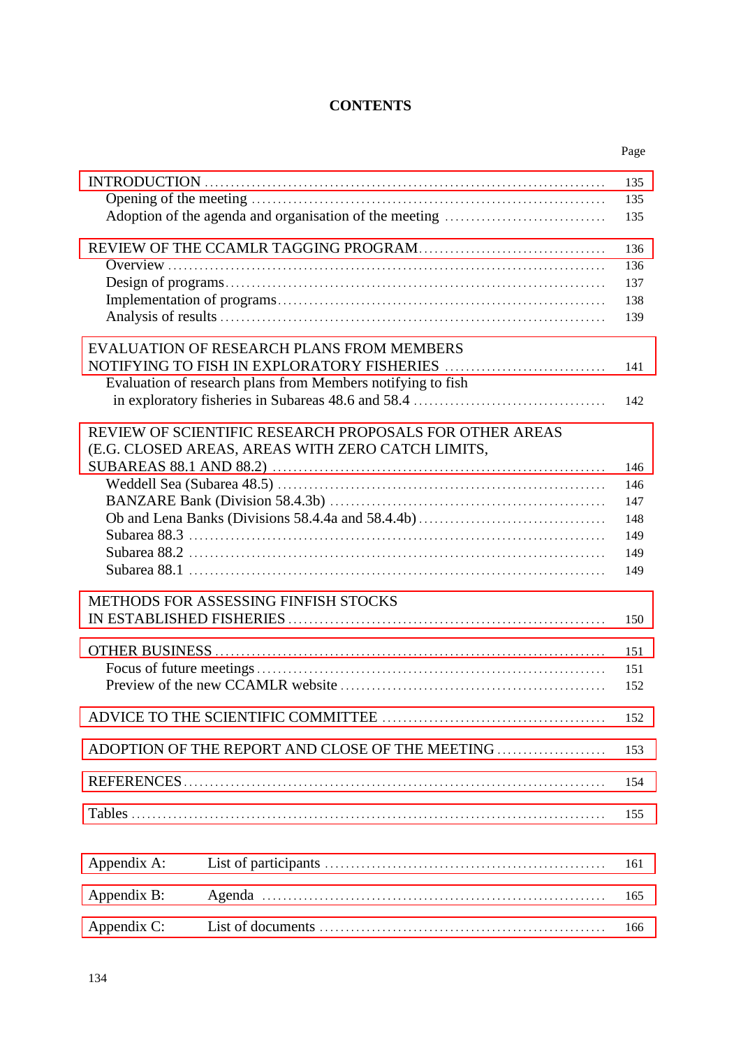# CONTENTS

| | Page |
|---|---|
| INTRODUCTION | 135 |
| Opening of the meeting | 135 |
| Adoption of the agenda and organisation of the meeting | 135 |
| REVIEW OF THE CCAMLR TAGGING PROGRAM | 136 |
| Overview | 136 |
| Design of programs | 137 |
| Implementation of programs | 138 |
| Analysis of results | 139 |
| EVALUATION OF RESEARCH PLANS FROM MEMBERS NOTIFYING TO FISH IN EXPLORATORY FISHERIES | 141 |
| Evaluation of research plans from Members notifying to fish in exploratory fisheries in Subareas 48.6 and 58.4 | 142 |
| REVIEW OF SCIENTIFIC RESEARCH PROPOSALS FOR OTHER AREAS (E.G. CLOSED AREAS, AREAS WITH ZERO CATCH LIMITS, SUBAREAS 88.1 AND 88.2) | 146 |
| Weddell Sea (Subarea 48.5) | 146 |
| BANZARE Bank (Division 58.4.3b) | 147 |
| Ob and Lena Banks (Divisions 58.4.4a and 58.4.4b) | 148 |
| Subarea 88.3 | 149 |
| Subarea 88.2 | 149 |
| Subarea 88.1 | 149 |
| METHODS FOR ASSESSING FINFISH STOCKS IN ESTABLISHED FISHERIES | 150 |
| OTHER BUSINESS | 151 |
| Focus of future meetings | 151 |
| Preview of the new CCAMLR website | 152 |
| ADVICE TO THE SCIENTIFIC COMMITTEE | 152 |
| ADOPTION OF THE REPORT AND CLOSE OF THE MEETING | 153 |
| REFERENCES | 154 |
| Tables | 155 |
| Appendix A: List of participants | 161 |
| Appendix B: Agenda | 165 |
| Appendix C: List of documents | 166 |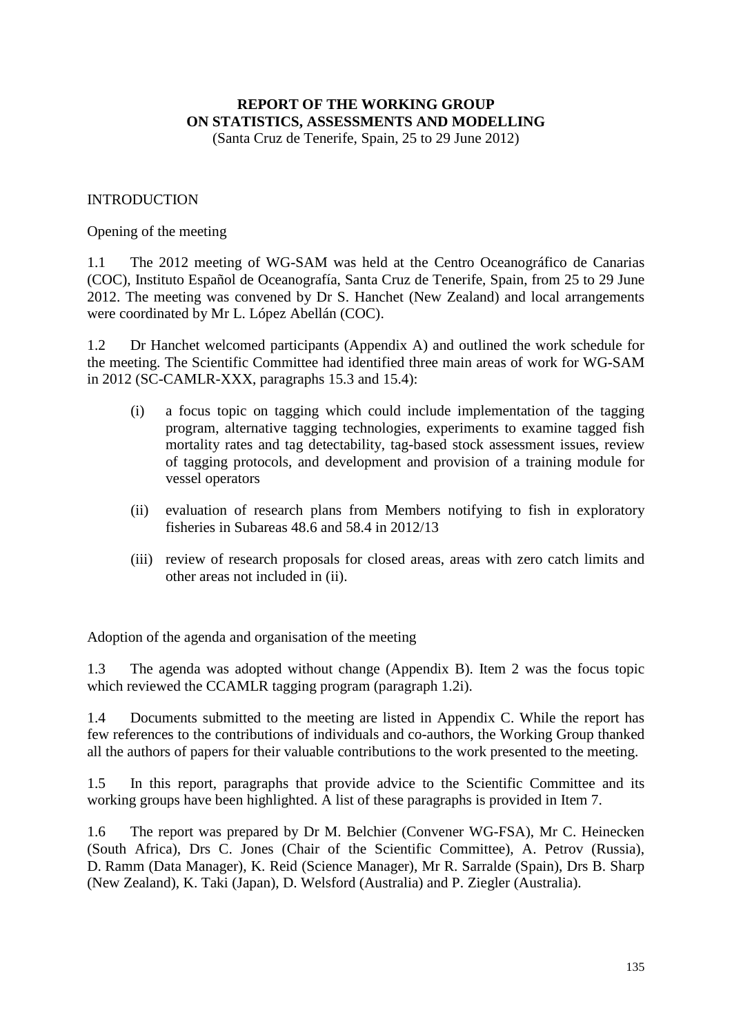# REPORT OF THE WORKING GROUP ON STATISTICS, ASSESSMENTS AND MODELLING

(Santa Cruz de Tenerife, Spain, 25 to 29 June 2012)

## INTRODUCTION

### Opening of the meeting

1.1 The 2012 meeting of WG-SAM was held at the Centro Oceanográfico de Canarias (COC), Instituto Español de Oceanografía, Santa Cruz de Tenerife, Spain, from 25 to 29 June 2012. The meeting was convened by Dr S. Hanchet (New Zealand) and local arrangements were coordinated by Mr L. López Abellán (COC).

1.2 Dr Hanchet welcomed participants (Appendix A) and outlined the work schedule for the meeting. The Scientific Committee had identified three main areas of work for WG-SAM in 2012 (SC-CAMLR-XXX, paragraphs 15.3 and 15.4):

(i) a focus topic on tagging which could include implementation of the tagging program, alternative tagging technologies, experiments to examine tagged fish mortality rates and tag detectability, tag-based stock assessment issues, review of tagging protocols, and development and provision of a training module for vessel operators

(ii) evaluation of research plans from Members notifying to fish in exploratory fisheries in Subareas 48.6 and 58.4 in 2012/13

(iii) review of research proposals for closed areas, areas with zero catch limits and other areas not included in (ii).

### Adoption of the agenda and organisation of the meeting

1.3 The agenda was adopted without change (Appendix B). Item 2 was the focus topic which reviewed the CCAMLR tagging program (paragraph 1.2i).

1.4 Documents submitted to the meeting are listed in Appendix C. While the report has few references to the contributions of individuals and co-authors, the Working Group thanked all the authors of papers for their valuable contributions to the work presented to the meeting.

1.5 In this report, paragraphs that provide advice to the Scientific Committee and its working groups have been highlighted. A list of these paragraphs is provided in Item 7.

1.6 The report was prepared by Dr M. Belchier (Convener WG-FSA), Mr C. Heinecken (South Africa), Drs C. Jones (Chair of the Scientific Committee), A. Petrov (Russia), D. Ramm (Data Manager), K. Reid (Science Manager), Mr R. Sarralde (Spain), Drs B. Sharp (New Zealand), K. Taki (Japan), D. Welsford (Australia) and P. Ziegler (Australia).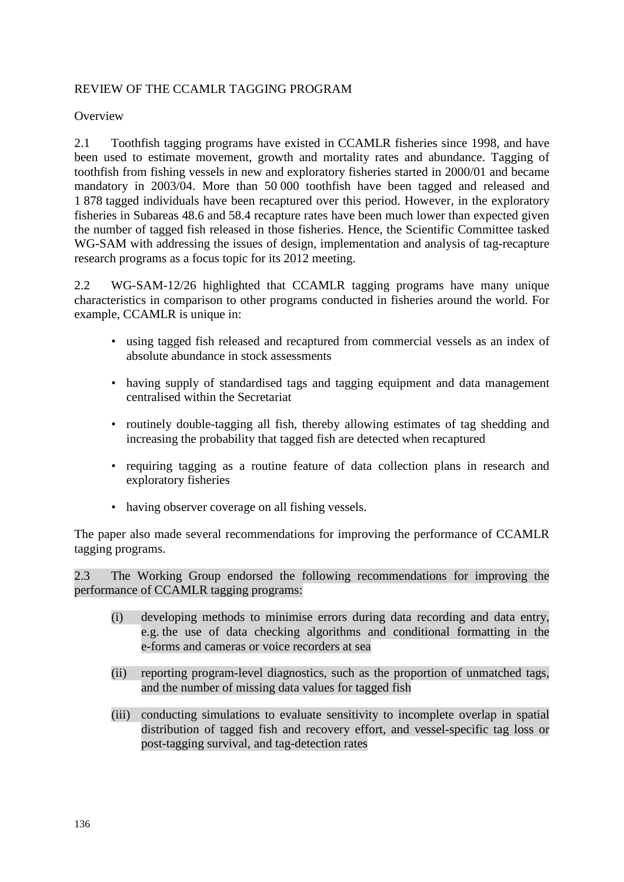## REVIEW OF THE CCAMLR TAGGING PROGRAM

### Overview

2.1 Toothfish tagging programs have existed in CCAMLR fisheries since 1998, and have been used to estimate movement, growth and mortality rates and abundance. Tagging of toothfish from fishing vessels in new and exploratory fisheries started in 2000/01 and became mandatory in 2003/04. More than 50 000 toothfish have been tagged and released and 1 878 tagged individuals have been recaptured over this period. However, in the exploratory fisheries in Subareas 48.6 and 58.4 recapture rates have been much lower than expected given the number of tagged fish released in those fisheries. Hence, the Scientific Committee tasked WG-SAM with addressing the issues of design, implementation and analysis of tag-recapture research programs as a focus topic for its 2012 meeting.

2.2 WG-SAM-12/26 highlighted that CCAMLR tagging programs have many unique characteristics in comparison to other programs conducted in fisheries around the world. For example, CCAMLR is unique in:

- using tagged fish released and recaptured from commercial vessels as an index of absolute abundance in stock assessments
- having supply of standardised tags and tagging equipment and data management centralised within the Secretariat
- routinely double-tagging all fish, thereby allowing estimates of tag shedding and increasing the probability that tagged fish are detected when recaptured
- requiring tagging as a routine feature of data collection plans in research and exploratory fisheries
- having observer coverage on all fishing vessels.

The paper also made several recommendations for improving the performance of CCAMLR tagging programs.

2.3 The Working Group endorsed the following recommendations for improving the performance of CCAMLR tagging programs:

(i) developing methods to minimise errors during data recording and data entry, e.g. the use of data checking algorithms and conditional formatting in the e-forms and cameras or voice recorders at sea

(ii) reporting program-level diagnostics, such as the proportion of unmatched tags, and the number of missing data values for tagged fish

(iii) conducting simulations to evaluate sensitivity to incomplete overlap in spatial distribution of tagged fish and recovery effort, and vessel-specific tag loss or post-tagging survival, and tag-detection rates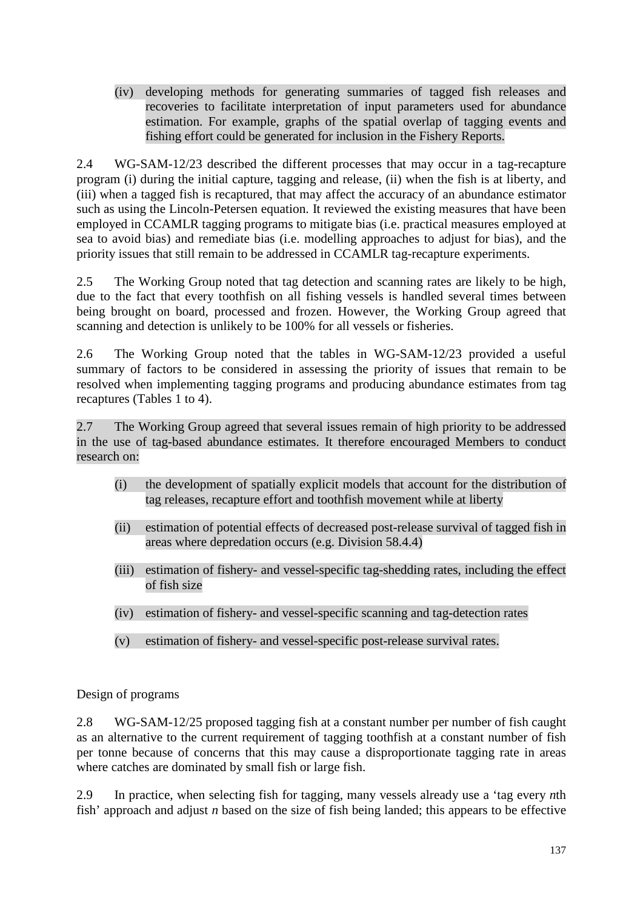(iv) developing methods for generating summaries of tagged fish releases and recoveries to facilitate interpretation of input parameters used for abundance estimation. For example, graphs of the spatial overlap of tagging events and fishing effort could be generated for inclusion in the Fishery Reports.

2.4 WG-SAM-12/23 described the different processes that may occur in a tag-recapture program (i) during the initial capture, tagging and release, (ii) when the fish is at liberty, and (iii) when a tagged fish is recaptured, that may affect the accuracy of an abundance estimator such as using the Lincoln-Petersen equation. It reviewed the existing measures that have been employed in CCAMLR tagging programs to mitigate bias (i.e. practical measures employed at sea to avoid bias) and remediate bias (i.e. modelling approaches to adjust for bias), and the priority issues that still remain to be addressed in CCAMLR tag-recapture experiments.

2.5 The Working Group noted that tag detection and scanning rates are likely to be high, due to the fact that every toothfish on all fishing vessels is handled several times between being brought on board, processed and frozen. However, the Working Group agreed that scanning and detection is unlikely to be 100% for all vessels or fisheries.

2.6 The Working Group noted that the tables in WG-SAM-12/23 provided a useful summary of factors to be considered in assessing the priority of issues that remain to be resolved when implementing tagging programs and producing abundance estimates from tag recaptures (Tables 1 to 4).

2.7 The Working Group agreed that several issues remain of high priority to be addressed in the use of tag-based abundance estimates. It therefore encouraged Members to conduct research on:

(i) the development of spatially explicit models that account for the distribution of tag releases, recapture effort and toothfish movement while at liberty

(ii) estimation of potential effects of decreased post-release survival of tagged fish in areas where depredation occurs (e.g. Division 58.4.4)

(iii) estimation of fishery- and vessel-specific tag-shedding rates, including the effect of fish size

(iv) estimation of fishery- and vessel-specific scanning and tag-detection rates

(v) estimation of fishery- and vessel-specific post-release survival rates.

Design of programs

2.8 WG-SAM-12/25 proposed tagging fish at a constant number per number of fish caught as an alternative to the current requirement of tagging toothfish at a constant number of fish per tonne because of concerns that this may cause a disproportionate tagging rate in areas where catches are dominated by small fish or large fish.

2.9 In practice, when selecting fish for tagging, many vessels already use a 'tag every *n*th fish' approach and adjust *n* based on the size of fish being landed; this appears to be effective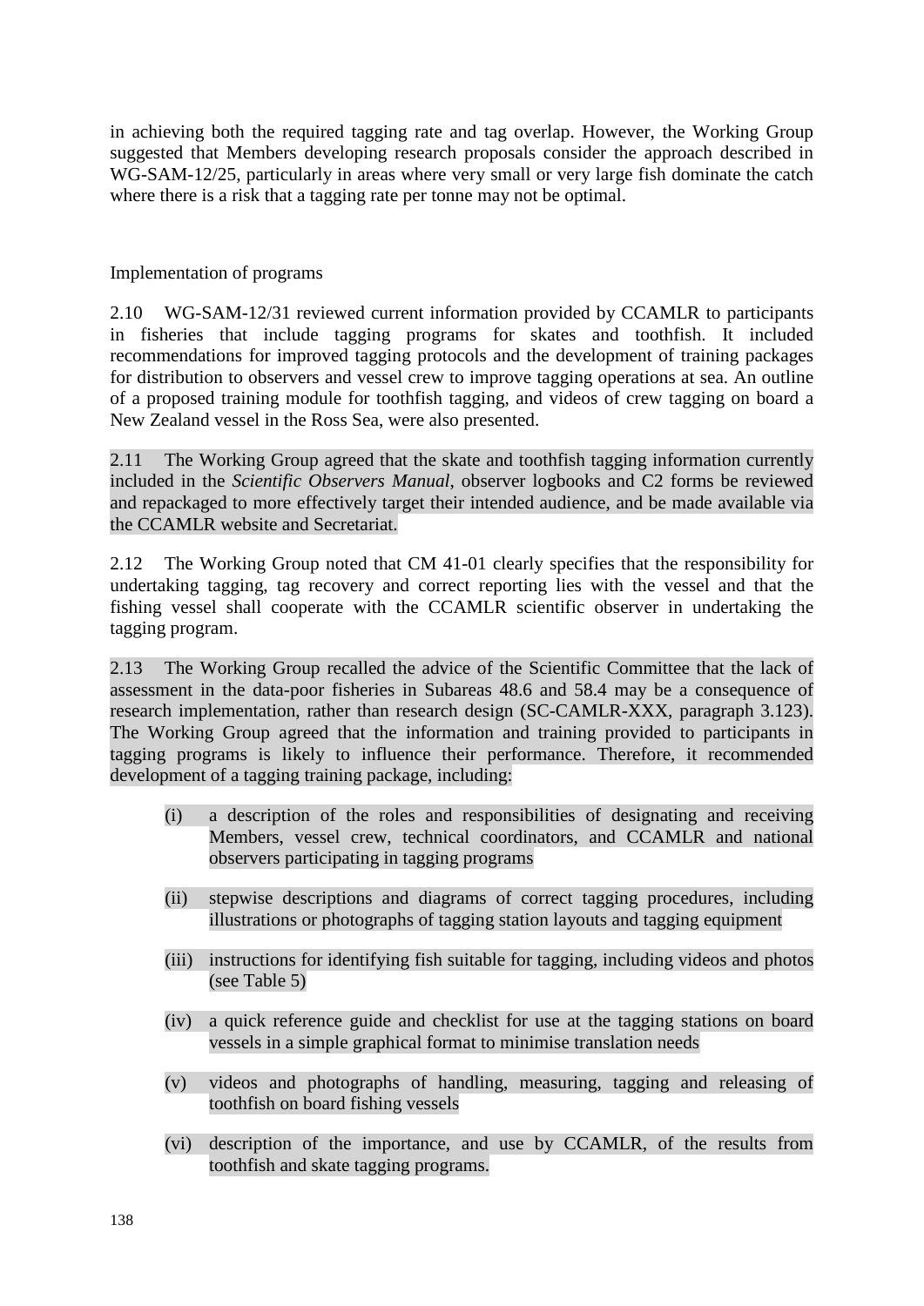in achieving both the required tagging rate and tag overlap. However, the Working Group suggested that Members developing research proposals consider the approach described in WG-SAM-12/25, particularly in areas where very small or very large fish dominate the catch where there is a risk that a tagging rate per tonne may not be optimal.

Implementation of programs

2.10 WG-SAM-12/31 reviewed current information provided by CCAMLR to participants in fisheries that include tagging programs for skates and toothfish. It included recommendations for improved tagging protocols and the development of training packages for distribution to observers and vessel crew to improve tagging operations at sea. An outline of a proposed training module for toothfish tagging, and videos of crew tagging on board a New Zealand vessel in the Ross Sea, were also presented.

2.11 The Working Group agreed that the skate and toothfish tagging information currently included in the *Scientific Observers Manual*, observer logbooks and C2 forms be reviewed and repackaged to more effectively target their intended audience, and be made available via the CCAMLR website and Secretariat.

2.12 The Working Group noted that CM 41-01 clearly specifies that the responsibility for undertaking tagging, tag recovery and correct reporting lies with the vessel and that the fishing vessel shall cooperate with the CCAMLR scientific observer in undertaking the tagging program.

2.13 The Working Group recalled the advice of the Scientific Committee that the lack of assessment in the data-poor fisheries in Subareas 48.6 and 58.4 may be a consequence of research implementation, rather than research design (SC-CAMLR-XXX, paragraph 3.123). The Working Group agreed that the information and training provided to participants in tagging programs is likely to influence their performance. Therefore, it recommended development of a tagging training package, including:

- (i) a description of the roles and responsibilities of designating and receiving Members, vessel crew, technical coordinators, and CCAMLR and national observers participating in tagging programs
- (ii) stepwise descriptions and diagrams of correct tagging procedures, including illustrations or photographs of tagging station layouts and tagging equipment
- (iii) instructions for identifying fish suitable for tagging, including videos and photos (see Table 5)
- (iv) a quick reference guide and checklist for use at the tagging stations on board vessels in a simple graphical format to minimise translation needs
- (v) videos and photographs of handling, measuring, tagging and releasing of toothfish on board fishing vessels
- (vi) description of the importance, and use by CCAMLR, of the results from toothfish and skate tagging programs.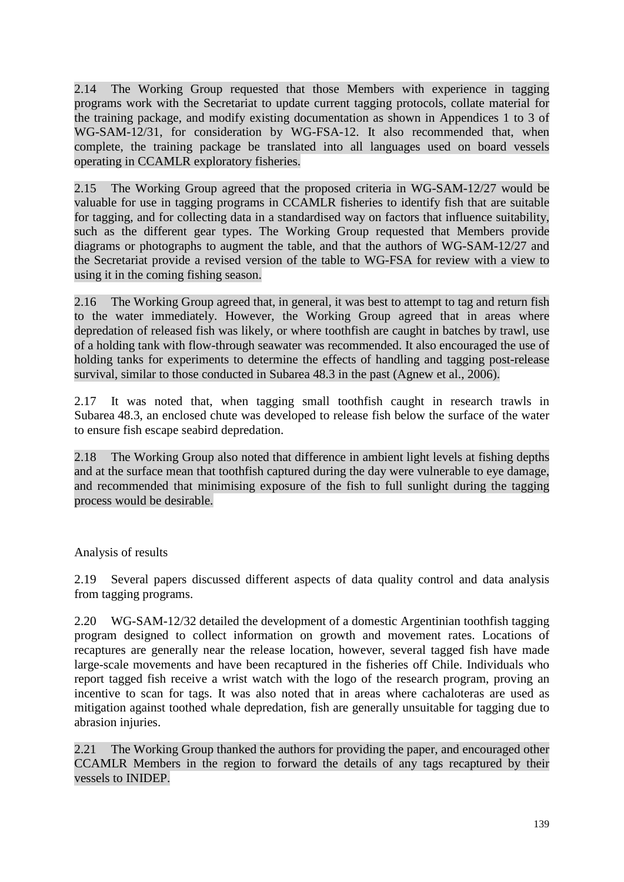2.14 The Working Group requested that those Members with experience in tagging programs work with the Secretariat to update current tagging protocols, collate material for the training package, and modify existing documentation as shown in Appendices 1 to 3 of WG-SAM-12/31, for consideration by WG-FSA-12. It also recommended that, when complete, the training package be translated into all languages used on board vessels operating in CCAMLR exploratory fisheries.

2.15 The Working Group agreed that the proposed criteria in WG-SAM-12/27 would be valuable for use in tagging programs in CCAMLR fisheries to identify fish that are suitable for tagging, and for collecting data in a standardised way on factors that influence suitability, such as the different gear types. The Working Group requested that Members provide diagrams or photographs to augment the table, and that the authors of WG-SAM-12/27 and the Secretariat provide a revised version of the table to WG-FSA for review with a view to using it in the coming fishing season.

2.16 The Working Group agreed that, in general, it was best to attempt to tag and return fish to the water immediately. However, the Working Group agreed that in areas where depredation of released fish was likely, or where toothfish are caught in batches by trawl, use of a holding tank with flow-through seawater was recommended. It also encouraged the use of holding tanks for experiments to determine the effects of handling and tagging post-release survival, similar to those conducted in Subarea 48.3 in the past (Agnew et al., 2006).

2.17 It was noted that, when tagging small toothfish caught in research trawls in Subarea 48.3, an enclosed chute was developed to release fish below the surface of the water to ensure fish escape seabird depredation.

2.18 The Working Group also noted that difference in ambient light levels at fishing depths and at the surface mean that toothfish captured during the day were vulnerable to eye damage, and recommended that minimising exposure of the fish to full sunlight during the tagging process would be desirable.

Analysis of results

2.19 Several papers discussed different aspects of data quality control and data analysis from tagging programs.

2.20 WG-SAM-12/32 detailed the development of a domestic Argentinian toothfish tagging program designed to collect information on growth and movement rates. Locations of recaptures are generally near the release location, however, several tagged fish have made large-scale movements and have been recaptured in the fisheries off Chile. Individuals who report tagged fish receive a wrist watch with the logo of the research program, proving an incentive to scan for tags. It was also noted that in areas where cachaloteras are used as mitigation against toothed whale depredation, fish are generally unsuitable for tagging due to abrasion injuries.

2.21 The Working Group thanked the authors for providing the paper, and encouraged other CCAMLR Members in the region to forward the details of any tags recaptured by their vessels to INIDEP.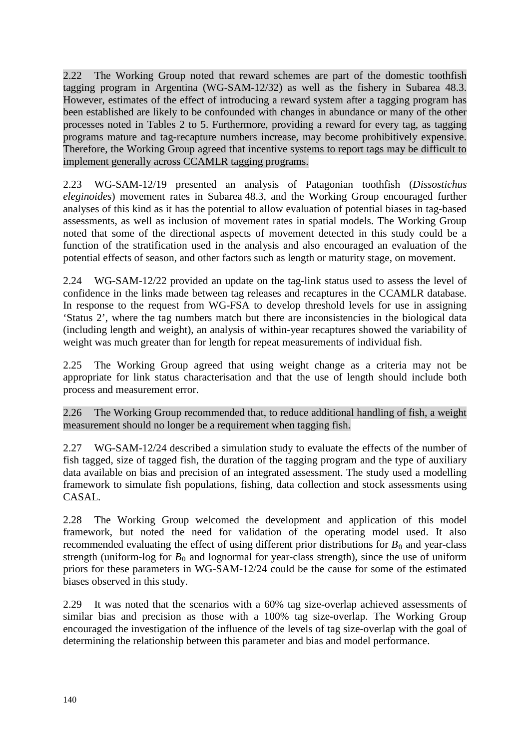2.22 The Working Group noted that reward schemes are part of the domestic toothfish tagging program in Argentina (WG-SAM-12/32) as well as the fishery in Subarea 48.3. However, estimates of the effect of introducing a reward system after a tagging program has been established are likely to be confounded with changes in abundance or many of the other processes noted in Tables 2 to 5. Furthermore, providing a reward for every tag, as tagging programs mature and tag-recapture numbers increase, may become prohibitively expensive. Therefore, the Working Group agreed that incentive systems to report tags may be difficult to implement generally across CCAMLR tagging programs.

2.23 WG-SAM-12/19 presented an analysis of Patagonian toothfish (*Dissostichus eleginoides*) movement rates in Subarea 48.3, and the Working Group encouraged further analyses of this kind as it has the potential to allow evaluation of potential biases in tag-based assessments, as well as inclusion of movement rates in spatial models. The Working Group noted that some of the directional aspects of movement detected in this study could be a function of the stratification used in the analysis and also encouraged an evaluation of the potential effects of season, and other factors such as length or maturity stage, on movement.

2.24 WG-SAM-12/22 provided an update on the tag-link status used to assess the level of confidence in the links made between tag releases and recaptures in the CCAMLR database. In response to the request from WG-FSA to develop threshold levels for use in assigning 'Status 2', where the tag numbers match but there are inconsistencies in the biological data (including length and weight), an analysis of within-year recaptures showed the variability of weight was much greater than for length for repeat measurements of individual fish.

2.25 The Working Group agreed that using weight change as a criteria may not be appropriate for link status characterisation and that the use of length should include both process and measurement error.

2.26 The Working Group recommended that, to reduce additional handling of fish, a weight measurement should no longer be a requirement when tagging fish.

2.27 WG-SAM-12/24 described a simulation study to evaluate the effects of the number of fish tagged, size of tagged fish, the duration of the tagging program and the type of auxiliary data available on bias and precision of an integrated assessment. The study used a modelling framework to simulate fish populations, fishing, data collection and stock assessments using CASAL.

2.28 The Working Group welcomed the development and application of this model framework, but noted the need for validation of the operating model used. It also recommended evaluating the effect of using different prior distributions for $B_0$ and year-class strength (uniform-log for $B_0$ and lognormal for year-class strength), since the use of uniform priors for these parameters in WG-SAM-12/24 could be the cause for some of the estimated biases observed in this study.

2.29 It was noted that the scenarios with a 60% tag size-overlap achieved assessments of similar bias and precision as those with a 100% tag size-overlap. The Working Group encouraged the investigation of the influence of the levels of tag size-overlap with the goal of determining the relationship between this parameter and bias and model performance.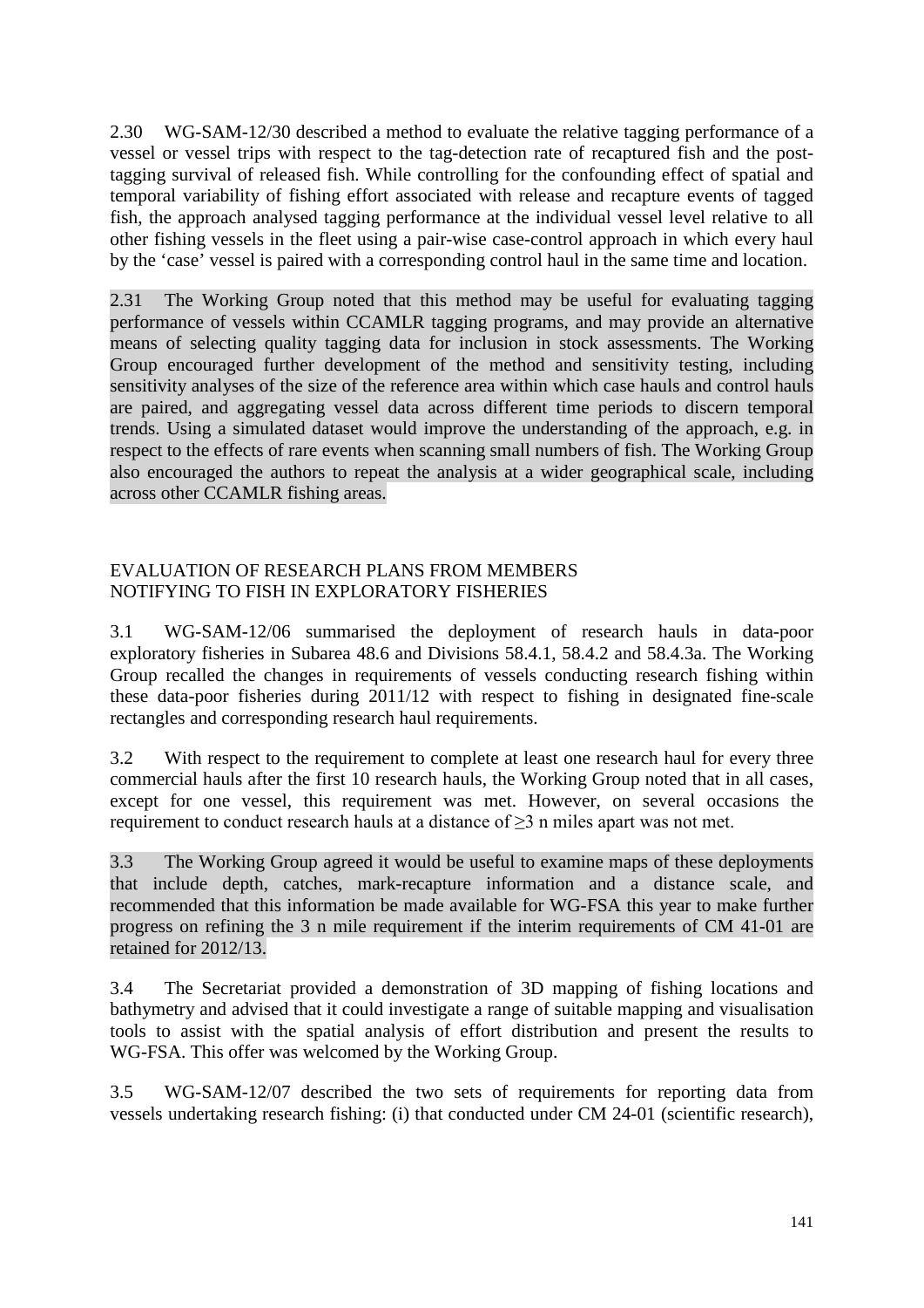2.30 WG-SAM-12/30 described a method to evaluate the relative tagging performance of a vessel or vessel trips with respect to the tag-detection rate of recaptured fish and the post-tagging survival of released fish. While controlling for the confounding effect of spatial and temporal variability of fishing effort associated with release and recapture events of tagged fish, the approach analysed tagging performance at the individual vessel level relative to all other fishing vessels in the fleet using a pair-wise case-control approach in which every haul by the 'case' vessel is paired with a corresponding control haul in the same time and location.

2.31 The Working Group noted that this method may be useful for evaluating tagging performance of vessels within CCAMLR tagging programs, and may provide an alternative means of selecting quality tagging data for inclusion in stock assessments. The Working Group encouraged further development of the method and sensitivity testing, including sensitivity analyses of the size of the reference area within which case hauls and control hauls are paired, and aggregating vessel data across different time periods to discern temporal trends. Using a simulated dataset would improve the understanding of the approach, e.g. in respect to the effects of rare events when scanning small numbers of fish. The Working Group also encouraged the authors to repeat the analysis at a wider geographical scale, including across other CCAMLR fishing areas.

## EVALUATION OF RESEARCH PLANS FROM MEMBERS NOTIFYING TO FISH IN EXPLORATORY FISHERIES

3.1 WG-SAM-12/06 summarised the deployment of research hauls in data-poor exploratory fisheries in Subarea 48.6 and Divisions 58.4.1, 58.4.2 and 58.4.3a. The Working Group recalled the changes in requirements of vessels conducting research fishing within these data-poor fisheries during 2011/12 with respect to fishing in designated fine-scale rectangles and corresponding research haul requirements.

3.2 With respect to the requirement to complete at least one research haul for every three commercial hauls after the first 10 research hauls, the Working Group noted that in all cases, except for one vessel, this requirement was met. However, on several occasions the requirement to conduct research hauls at a distance of ≥3 n miles apart was not met.

3.3 The Working Group agreed it would be useful to examine maps of these deployments that include depth, catches, mark-recapture information and a distance scale, and recommended that this information be made available for WG-FSA this year to make further progress on refining the 3 n mile requirement if the interim requirements of CM 41-01 are retained for 2012/13.

3.4 The Secretariat provided a demonstration of 3D mapping of fishing locations and bathymetry and advised that it could investigate a range of suitable mapping and visualisation tools to assist with the spatial analysis of effort distribution and present the results to WG-FSA. This offer was welcomed by the Working Group.

3.5 WG-SAM-12/07 described the two sets of requirements for reporting data from vessels undertaking research fishing: (i) that conducted under CM 24-01 (scientific research),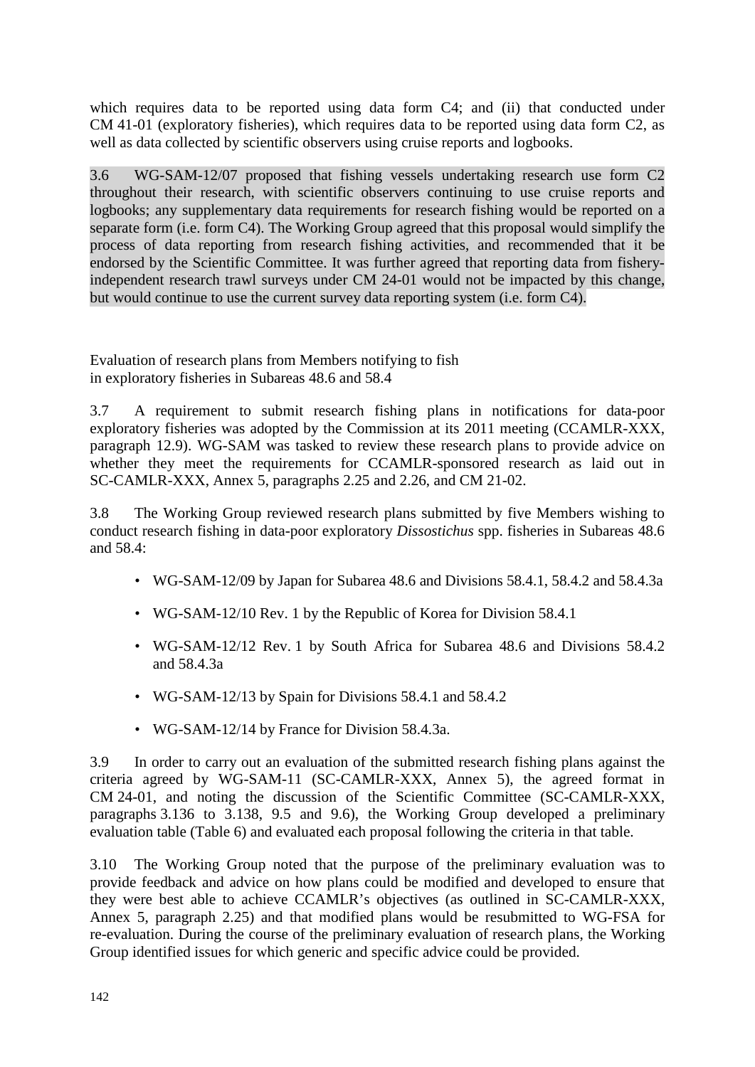which requires data to be reported using data form C4; and (ii) that conducted under CM 41-01 (exploratory fisheries), which requires data to be reported using data form C2, as well as data collected by scientific observers using cruise reports and logbooks.

3.6 WG-SAM-12/07 proposed that fishing vessels undertaking research use form C2 throughout their research, with scientific observers continuing to use cruise reports and logbooks; any supplementary data requirements for research fishing would be reported on a separate form (i.e. form C4). The Working Group agreed that this proposal would simplify the process of data reporting from research fishing activities, and recommended that it be endorsed by the Scientific Committee. It was further agreed that reporting data from fishery-independent research trawl surveys under CM 24-01 would not be impacted by this change, but would continue to use the current survey data reporting system (i.e. form C4).

## Evaluation of research plans from Members notifying to fish in exploratory fisheries in Subareas 48.6 and 58.4

3.7 A requirement to submit research fishing plans in notifications for data-poor exploratory fisheries was adopted by the Commission at its 2011 meeting (CCAMLR-XXX, paragraph 12.9). WG-SAM was tasked to review these research plans to provide advice on whether they meet the requirements for CCAMLR-sponsored research as laid out in SC-CAMLR-XXX, Annex 5, paragraphs 2.25 and 2.26, and CM 21-02.

3.8 The Working Group reviewed research plans submitted by five Members wishing to conduct research fishing in data-poor exploratory *Dissostichus* spp. fisheries in Subareas 48.6 and 58.4:

- WG-SAM-12/09 by Japan for Subarea 48.6 and Divisions 58.4.1, 58.4.2 and 58.4.3a
- WG-SAM-12/10 Rev. 1 by the Republic of Korea for Division 58.4.1
- WG-SAM-12/12 Rev. 1 by South Africa for Subarea 48.6 and Divisions 58.4.2 and 58.4.3a
- WG-SAM-12/13 by Spain for Divisions 58.4.1 and 58.4.2
- WG-SAM-12/14 by France for Division 58.4.3a.

3.9 In order to carry out an evaluation of the submitted research fishing plans against the criteria agreed by WG-SAM-11 (SC-CAMLR-XXX, Annex 5), the agreed format in CM 24-01, and noting the discussion of the Scientific Committee (SC-CAMLR-XXX, paragraphs 3.136 to 3.138, 9.5 and 9.6), the Working Group developed a preliminary evaluation table (Table 6) and evaluated each proposal following the criteria in that table.

3.10 The Working Group noted that the purpose of the preliminary evaluation was to provide feedback and advice on how plans could be modified and developed to ensure that they were best able to achieve CCAMLR's objectives (as outlined in SC-CAMLR-XXX, Annex 5, paragraph 2.25) and that modified plans would be resubmitted to WG-FSA for re-evaluation. During the course of the preliminary evaluation of research plans, the Working Group identified issues for which generic and specific advice could be provided.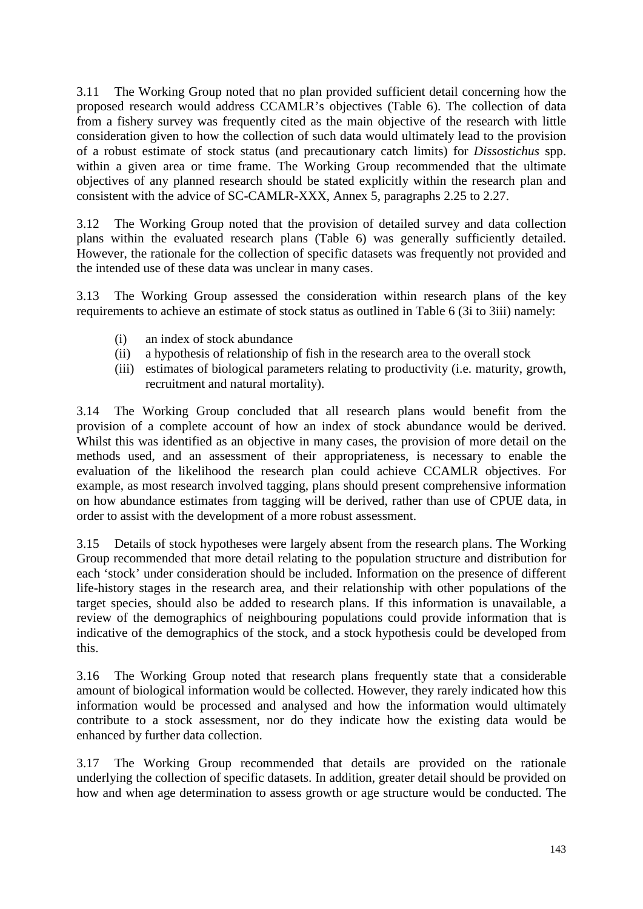3.11 The Working Group noted that no plan provided sufficient detail concerning how the proposed research would address CCAMLR's objectives (Table 6). The collection of data from a fishery survey was frequently cited as the main objective of the research with little consideration given to how the collection of such data would ultimately lead to the provision of a robust estimate of stock status (and precautionary catch limits) for *Dissostichus* spp. within a given area or time frame. The Working Group recommended that the ultimate objectives of any planned research should be stated explicitly within the research plan and consistent with the advice of SC-CAMLR-XXX, Annex 5, paragraphs 2.25 to 2.27.

3.12 The Working Group noted that the provision of detailed survey and data collection plans within the evaluated research plans (Table 6) was generally sufficiently detailed. However, the rationale for the collection of specific datasets was frequently not provided and the intended use of these data was unclear in many cases.

3.13 The Working Group assessed the consideration within research plans of the key requirements to achieve an estimate of stock status as outlined in Table 6 (3i to 3iii) namely:

- (i) an index of stock abundance
- (ii) a hypothesis of relationship of fish in the research area to the overall stock
- (iii) estimates of biological parameters relating to productivity (i.e. maturity, growth, recruitment and natural mortality).

3.14 The Working Group concluded that all research plans would benefit from the provision of a complete account of how an index of stock abundance would be derived. Whilst this was identified as an objective in many cases, the provision of more detail on the methods used, and an assessment of their appropriateness, is necessary to enable the evaluation of the likelihood the research plan could achieve CCAMLR objectives. For example, as most research involved tagging, plans should present comprehensive information on how abundance estimates from tagging will be derived, rather than use of CPUE data, in order to assist with the development of a more robust assessment.

3.15 Details of stock hypotheses were largely absent from the research plans. The Working Group recommended that more detail relating to the population structure and distribution for each 'stock' under consideration should be included. Information on the presence of different life-history stages in the research area, and their relationship with other populations of the target species, should also be added to research plans. If this information is unavailable, a review of the demographics of neighbouring populations could provide information that is indicative of the demographics of the stock, and a stock hypothesis could be developed from this.

3.16 The Working Group noted that research plans frequently state that a considerable amount of biological information would be collected. However, they rarely indicated how this information would be processed and analysed and how the information would ultimately contribute to a stock assessment, nor do they indicate how the existing data would be enhanced by further data collection.

3.17 The Working Group recommended that details are provided on the rationale underlying the collection of specific datasets. In addition, greater detail should be provided on how and when age determination to assess growth or age structure would be conducted. The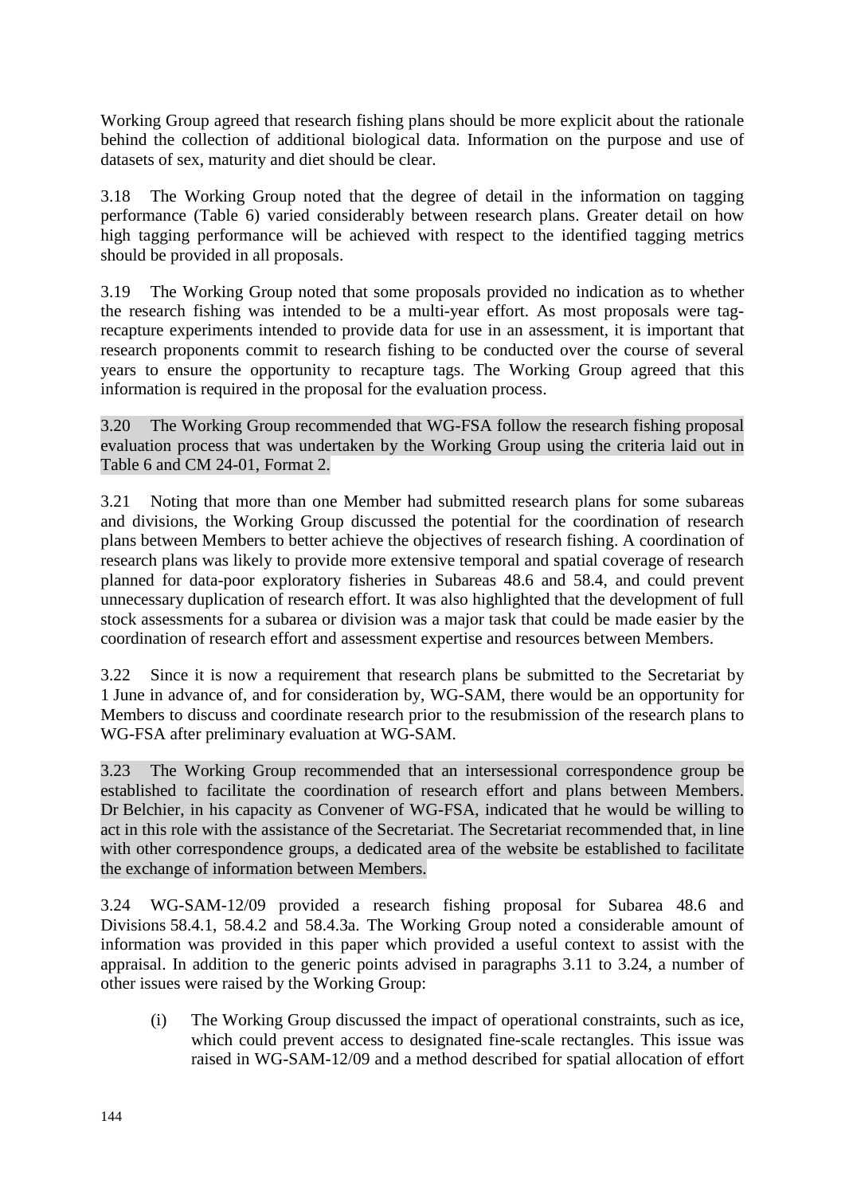Working Group agreed that research fishing plans should be more explicit about the rationale behind the collection of additional biological data. Information on the purpose and use of datasets of sex, maturity and diet should be clear.

3.18 The Working Group noted that the degree of detail in the information on tagging performance (Table 6) varied considerably between research plans. Greater detail on how high tagging performance will be achieved with respect to the identified tagging metrics should be provided in all proposals.

3.19 The Working Group noted that some proposals provided no indication as to whether the research fishing was intended to be a multi-year effort. As most proposals were tag-recapture experiments intended to provide data for use in an assessment, it is important that research proponents commit to research fishing to be conducted over the course of several years to ensure the opportunity to recapture tags. The Working Group agreed that this information is required in the proposal for the evaluation process.

3.20 The Working Group recommended that WG-FSA follow the research fishing proposal evaluation process that was undertaken by the Working Group using the criteria laid out in Table 6 and CM 24-01, Format 2.

3.21 Noting that more than one Member had submitted research plans for some subareas and divisions, the Working Group discussed the potential for the coordination of research plans between Members to better achieve the objectives of research fishing. A coordination of research plans was likely to provide more extensive temporal and spatial coverage of research planned for data-poor exploratory fisheries in Subareas 48.6 and 58.4, and could prevent unnecessary duplication of research effort. It was also highlighted that the development of full stock assessments for a subarea or division was a major task that could be made easier by the coordination of research effort and assessment expertise and resources between Members.

3.22 Since it is now a requirement that research plans be submitted to the Secretariat by 1 June in advance of, and for consideration by, WG-SAM, there would be an opportunity for Members to discuss and coordinate research prior to the resubmission of the research plans to WG-FSA after preliminary evaluation at WG-SAM.

3.23 The Working Group recommended that an intersessional correspondence group be established to facilitate the coordination of research effort and plans between Members. Dr Belchier, in his capacity as Convener of WG-FSA, indicated that he would be willing to act in this role with the assistance of the Secretariat. The Secretariat recommended that, in line with other correspondence groups, a dedicated area of the website be established to facilitate the exchange of information between Members.

3.24 WG-SAM-12/09 provided a research fishing proposal for Subarea 48.6 and Divisions 58.4.1, 58.4.2 and 58.4.3a. The Working Group noted a considerable amount of information was provided in this paper which provided a useful context to assist with the appraisal. In addition to the generic points advised in paragraphs 3.11 to 3.24, a number of other issues were raised by the Working Group:

(i) The Working Group discussed the impact of operational constraints, such as ice, which could prevent access to designated fine-scale rectangles. This issue was raised in WG-SAM-12/09 and a method described for spatial allocation of effort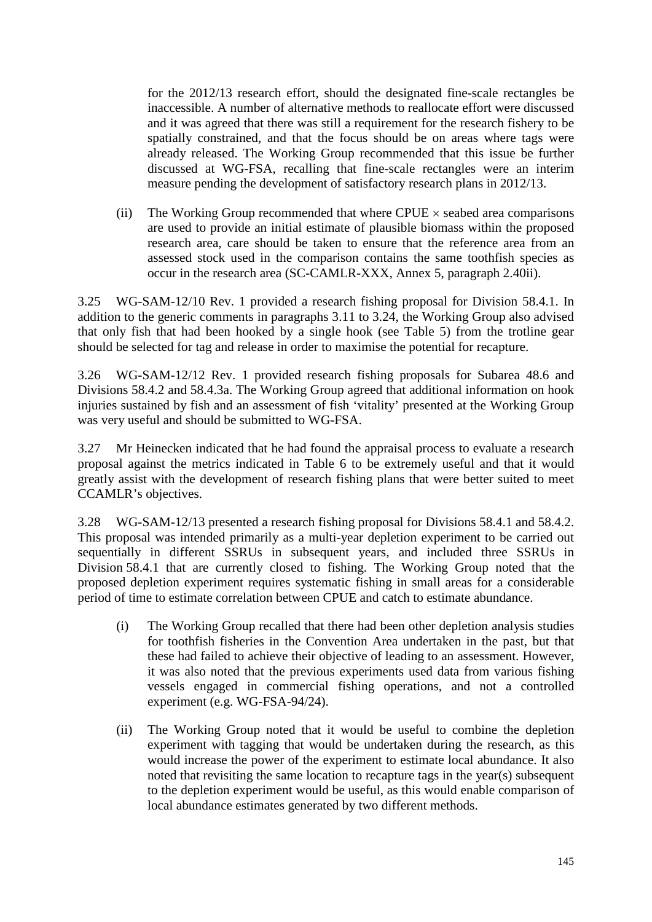for the 2012/13 research effort, should the designated fine-scale rectangles be inaccessible. A number of alternative methods to reallocate effort were discussed and it was agreed that there was still a requirement for the research fishery to be spatially constrained, and that the focus should be on areas where tags were already released. The Working Group recommended that this issue be further discussed at WG-FSA, recalling that fine-scale rectangles were an interim measure pending the development of satisfactory research plans in 2012/13.

(ii) The Working Group recommended that where CPUE $\times$ seabed area comparisons are used to provide an initial estimate of plausible biomass within the proposed research area, care should be taken to ensure that the reference area from an assessed stock used in the comparison contains the same toothfish species as occur in the research area (SC-CAMLR-XXX, Annex 5, paragraph 2.40ii).

3.25 WG-SAM-12/10 Rev. 1 provided a research fishing proposal for Division 58.4.1. In addition to the generic comments in paragraphs 3.11 to 3.24, the Working Group also advised that only fish that had been hooked by a single hook (see Table 5) from the trotline gear should be selected for tag and release in order to maximise the potential for recapture.

3.26 WG-SAM-12/12 Rev. 1 provided research fishing proposals for Subarea 48.6 and Divisions 58.4.2 and 58.4.3a. The Working Group agreed that additional information on hook injuries sustained by fish and an assessment of fish 'vitality' presented at the Working Group was very useful and should be submitted to WG-FSA.

3.27 Mr Heinecken indicated that he had found the appraisal process to evaluate a research proposal against the metrics indicated in Table 6 to be extremely useful and that it would greatly assist with the development of research fishing plans that were better suited to meet CCAMLR's objectives.

3.28 WG-SAM-12/13 presented a research fishing proposal for Divisions 58.4.1 and 58.4.2. This proposal was intended primarily as a multi-year depletion experiment to be carried out sequentially in different SSRUs in subsequent years, and included three SSRUs in Division 58.4.1 that are currently closed to fishing. The Working Group noted that the proposed depletion experiment requires systematic fishing in small areas for a considerable period of time to estimate correlation between CPUE and catch to estimate abundance.

(i) The Working Group recalled that there had been other depletion analysis studies for toothfish fisheries in the Convention Area undertaken in the past, but that these had failed to achieve their objective of leading to an assessment. However, it was also noted that the previous experiments used data from various fishing vessels engaged in commercial fishing operations, and not a controlled experiment (e.g. WG-FSA-94/24).

(ii) The Working Group noted that it would be useful to combine the depletion experiment with tagging that would be undertaken during the research, as this would increase the power of the experiment to estimate local abundance. It also noted that revisiting the same location to recapture tags in the year(s) subsequent to the depletion experiment would be useful, as this would enable comparison of local abundance estimates generated by two different methods.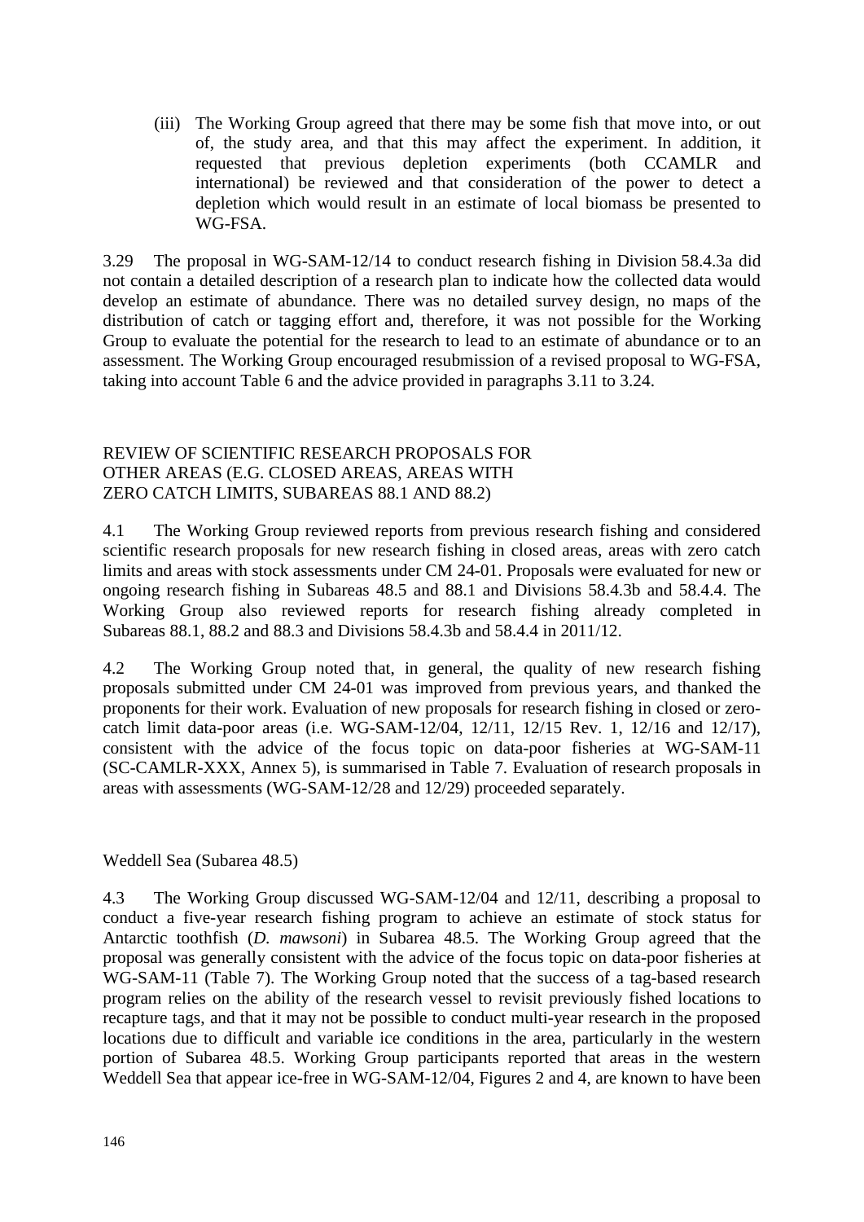(iii) The Working Group agreed that there may be some fish that move into, or out of, the study area, and that this may affect the experiment. In addition, it requested that previous depletion experiments (both CCAMLR and international) be reviewed and that consideration of the power to detect a depletion which would result in an estimate of local biomass be presented to WG-FSA.

3.29 The proposal in WG-SAM-12/14 to conduct research fishing in Division 58.4.3a did not contain a detailed description of a research plan to indicate how the collected data would develop an estimate of abundance. There was no detailed survey design, no maps of the distribution of catch or tagging effort and, therefore, it was not possible for the Working Group to evaluate the potential for the research to lead to an estimate of abundance or to an assessment. The Working Group encouraged resubmission of a revised proposal to WG-FSA, taking into account Table 6 and the advice provided in paragraphs 3.11 to 3.24.

## REVIEW OF SCIENTIFIC RESEARCH PROPOSALS FOR OTHER AREAS (E.G. CLOSED AREAS, AREAS WITH ZERO CATCH LIMITS, SUBAREAS 88.1 AND 88.2)

4.1 The Working Group reviewed reports from previous research fishing and considered scientific research proposals for new research fishing in closed areas, areas with zero catch limits and areas with stock assessments under CM 24-01. Proposals were evaluated for new or ongoing research fishing in Subareas 48.5 and 88.1 and Divisions 58.4.3b and 58.4.4. The Working Group also reviewed reports for research fishing already completed in Subareas 88.1, 88.2 and 88.3 and Divisions 58.4.3b and 58.4.4 in 2011/12.

4.2 The Working Group noted that, in general, the quality of new research fishing proposals submitted under CM 24-01 was improved from previous years, and thanked the proponents for their work. Evaluation of new proposals for research fishing in closed or zero-catch limit data-poor areas (i.e. WG-SAM-12/04, 12/11, 12/15 Rev. 1, 12/16 and 12/17), consistent with the advice of the focus topic on data-poor fisheries at WG-SAM-11 (SC-CAMLR-XXX, Annex 5), is summarised in Table 7. Evaluation of research proposals in areas with assessments (WG-SAM-12/28 and 12/29) proceeded separately.

### Weddell Sea (Subarea 48.5)

4.3 The Working Group discussed WG-SAM-12/04 and 12/11, describing a proposal to conduct a five-year research fishing program to achieve an estimate of stock status for Antarctic toothfish (*D. mawsoni*) in Subarea 48.5. The Working Group agreed that the proposal was generally consistent with the advice of the focus topic on data-poor fisheries at WG-SAM-11 (Table 7). The Working Group noted that the success of a tag-based research program relies on the ability of the research vessel to revisit previously fished locations to recapture tags, and that it may not be possible to conduct multi-year research in the proposed locations due to difficult and variable ice conditions in the area, particularly in the western portion of Subarea 48.5. Working Group participants reported that areas in the western Weddell Sea that appear ice-free in WG-SAM-12/04, Figures 2 and 4, are known to have been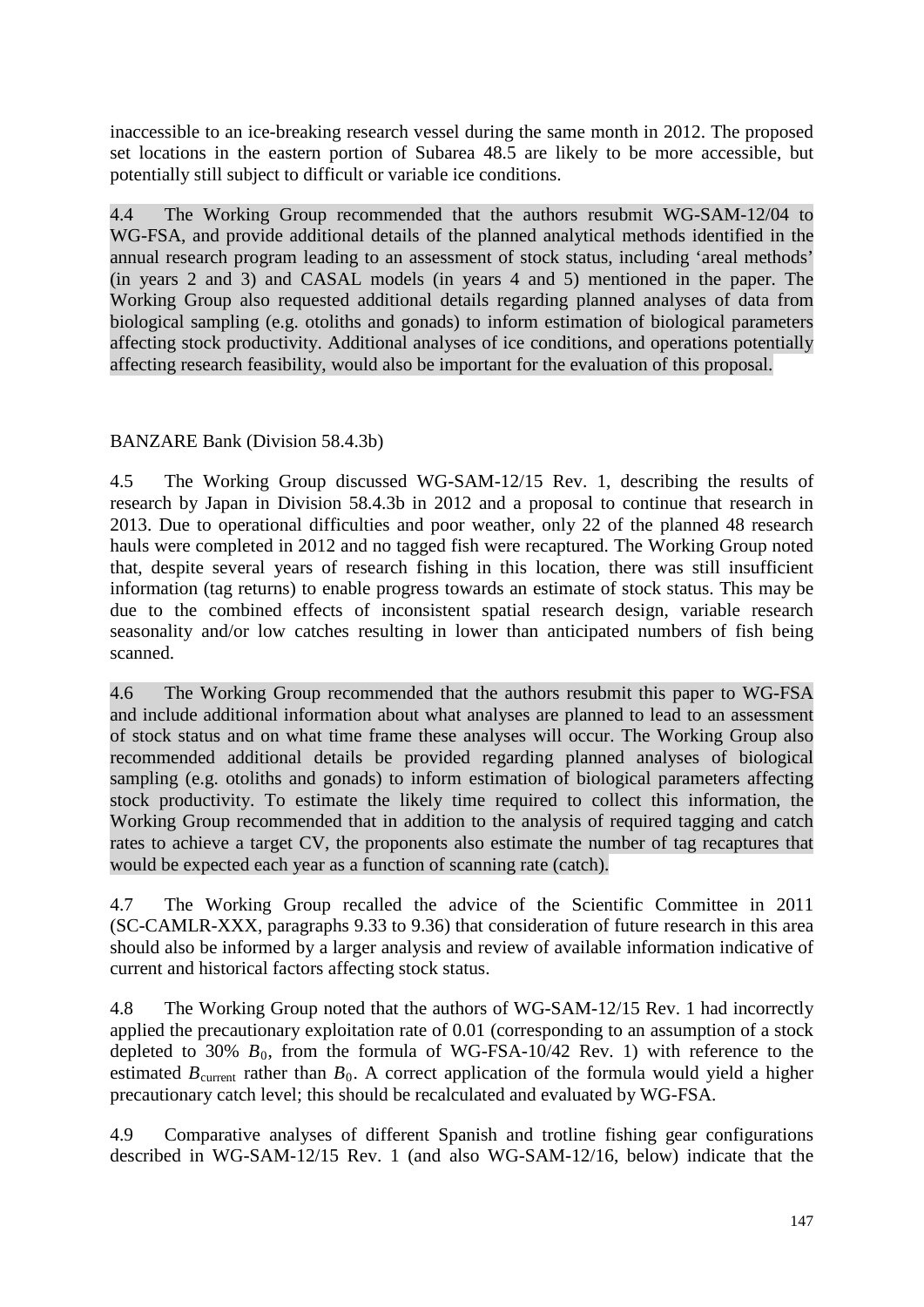inaccessible to an ice-breaking research vessel during the same month in 2012. The proposed set locations in the eastern portion of Subarea 48.5 are likely to be more accessible, but potentially still subject to difficult or variable ice conditions.

4.4 The Working Group recommended that the authors resubmit WG-SAM-12/04 to WG-FSA, and provide additional details of the planned analytical methods identified in the annual research program leading to an assessment of stock status, including 'areal methods' (in years 2 and 3) and CASAL models (in years 4 and 5) mentioned in the paper. The Working Group also requested additional details regarding planned analyses of data from biological sampling (e.g. otoliths and gonads) to inform estimation of biological parameters affecting stock productivity. Additional analyses of ice conditions, and operations potentially affecting research feasibility, would also be important for the evaluation of this proposal.

BANZARE Bank (Division 58.4.3b)

4.5 The Working Group discussed WG-SAM-12/15 Rev. 1, describing the results of research by Japan in Division 58.4.3b in 2012 and a proposal to continue that research in 2013. Due to operational difficulties and poor weather, only 22 of the planned 48 research hauls were completed in 2012 and no tagged fish were recaptured. The Working Group noted that, despite several years of research fishing in this location, there was still insufficient information (tag returns) to enable progress towards an estimate of stock status. This may be due to the combined effects of inconsistent spatial research design, variable research seasonality and/or low catches resulting in lower than anticipated numbers of fish being scanned.

4.6 The Working Group recommended that the authors resubmit this paper to WG-FSA and include additional information about what analyses are planned to lead to an assessment of stock status and on what time frame these analyses will occur. The Working Group also recommended additional details be provided regarding planned analyses of biological sampling (e.g. otoliths and gonads) to inform estimation of biological parameters affecting stock productivity. To estimate the likely time required to collect this information, the Working Group recommended that in addition to the analysis of required tagging and catch rates to achieve a target CV, the proponents also estimate the number of tag recaptures that would be expected each year as a function of scanning rate (catch).

4.7 The Working Group recalled the advice of the Scientific Committee in 2011 (SC-CAMLR-XXX, paragraphs 9.33 to 9.36) that consideration of future research in this area should also be informed by a larger analysis and review of available information indicative of current and historical factors affecting stock status.

4.8 The Working Group noted that the authors of WG-SAM-12/15 Rev. 1 had incorrectly applied the precautionary exploitation rate of 0.01 (corresponding to an assumption of a stock depleted to 30% $B_0$, from the formula of WG-FSA-10/42 Rev. 1) with reference to the estimated $B_{\text{current}}$ rather than $B_0$. A correct application of the formula would yield a higher precautionary catch level; this should be recalculated and evaluated by WG-FSA.

4.9 Comparative analyses of different Spanish and trotline fishing gear configurations described in WG-SAM-12/15 Rev. 1 (and also WG-SAM-12/16, below) indicate that the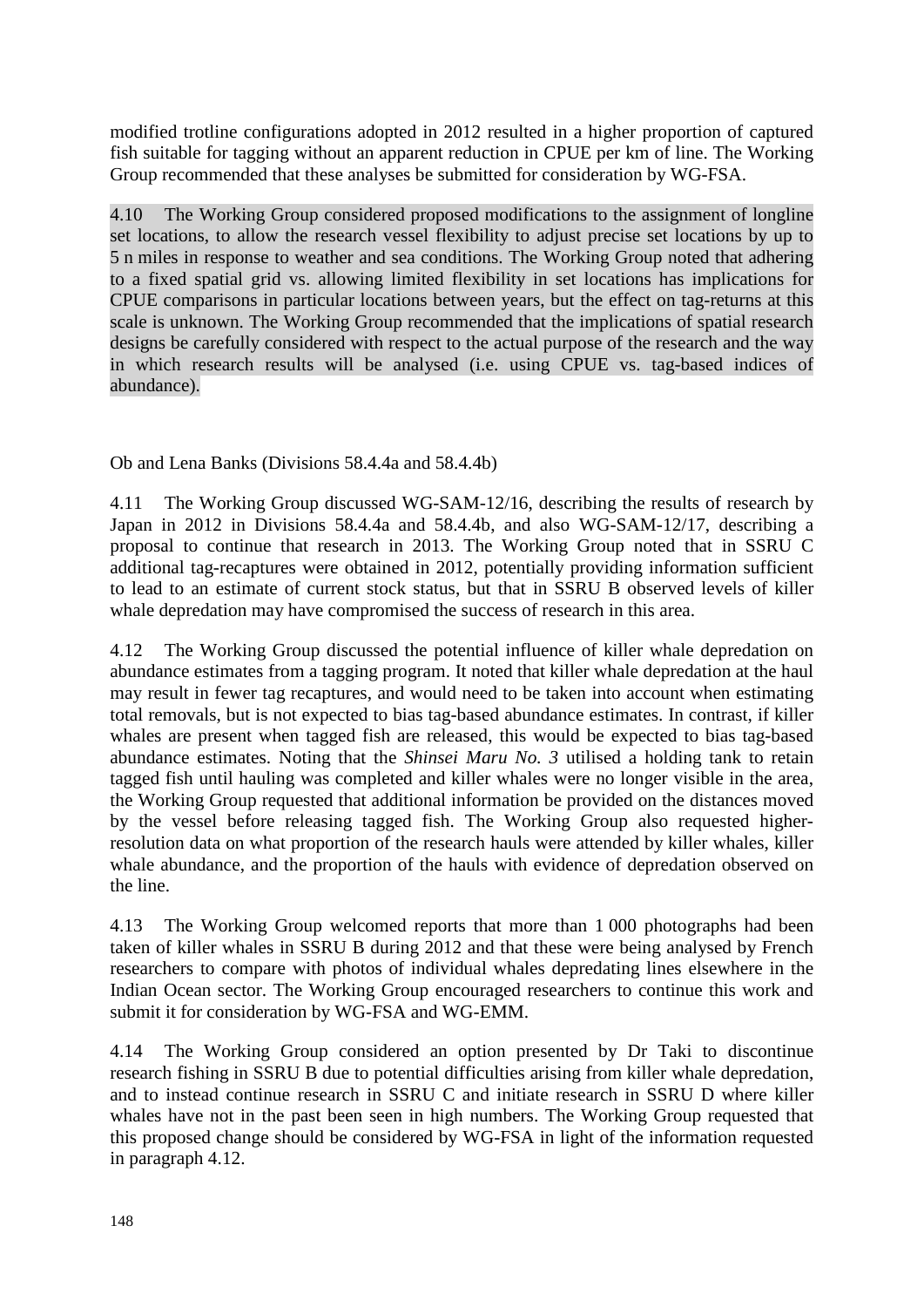modified trotline configurations adopted in 2012 resulted in a higher proportion of captured fish suitable for tagging without an apparent reduction in CPUE per km of line. The Working Group recommended that these analyses be submitted for consideration by WG-FSA.

4.10 The Working Group considered proposed modifications to the assignment of longline set locations, to allow the research vessel flexibility to adjust precise set locations by up to 5 n miles in response to weather and sea conditions. The Working Group noted that adhering to a fixed spatial grid vs. allowing limited flexibility in set locations has implications for CPUE comparisons in particular locations between years, but the effect on tag-returns at this scale is unknown. The Working Group recommended that the implications of spatial research designs be carefully considered with respect to the actual purpose of the research and the way in which research results will be analysed (i.e. using CPUE vs. tag-based indices of abundance).

Ob and Lena Banks (Divisions 58.4.4a and 58.4.4b)

4.11 The Working Group discussed WG-SAM-12/16, describing the results of research by Japan in 2012 in Divisions 58.4.4a and 58.4.4b, and also WG-SAM-12/17, describing a proposal to continue that research in 2013. The Working Group noted that in SSRU C additional tag-recaptures were obtained in 2012, potentially providing information sufficient to lead to an estimate of current stock status, but that in SSRU B observed levels of killer whale depredation may have compromised the success of research in this area.

4.12 The Working Group discussed the potential influence of killer whale depredation on abundance estimates from a tagging program. It noted that killer whale depredation at the haul may result in fewer tag recaptures, and would need to be taken into account when estimating total removals, but is not expected to bias tag-based abundance estimates. In contrast, if killer whales are present when tagged fish are released, this would be expected to bias tag-based abundance estimates. Noting that the *Shinsei Maru No. 3* utilised a holding tank to retain tagged fish until hauling was completed and killer whales were no longer visible in the area, the Working Group requested that additional information be provided on the distances moved by the vessel before releasing tagged fish. The Working Group also requested higher-resolution data on what proportion of the research hauls were attended by killer whales, killer whale abundance, and the proportion of the hauls with evidence of depredation observed on the line.

4.13 The Working Group welcomed reports that more than 1 000 photographs had been taken of killer whales in SSRU B during 2012 and that these were being analysed by French researchers to compare with photos of individual whales depredating lines elsewhere in the Indian Ocean sector. The Working Group encouraged researchers to continue this work and submit it for consideration by WG-FSA and WG-EMM.

4.14 The Working Group considered an option presented by Dr Taki to discontinue research fishing in SSRU B due to potential difficulties arising from killer whale depredation, and to instead continue research in SSRU C and initiate research in SSRU D where killer whales have not in the past been seen in high numbers. The Working Group requested that this proposed change should be considered by WG-FSA in light of the information requested in paragraph 4.12.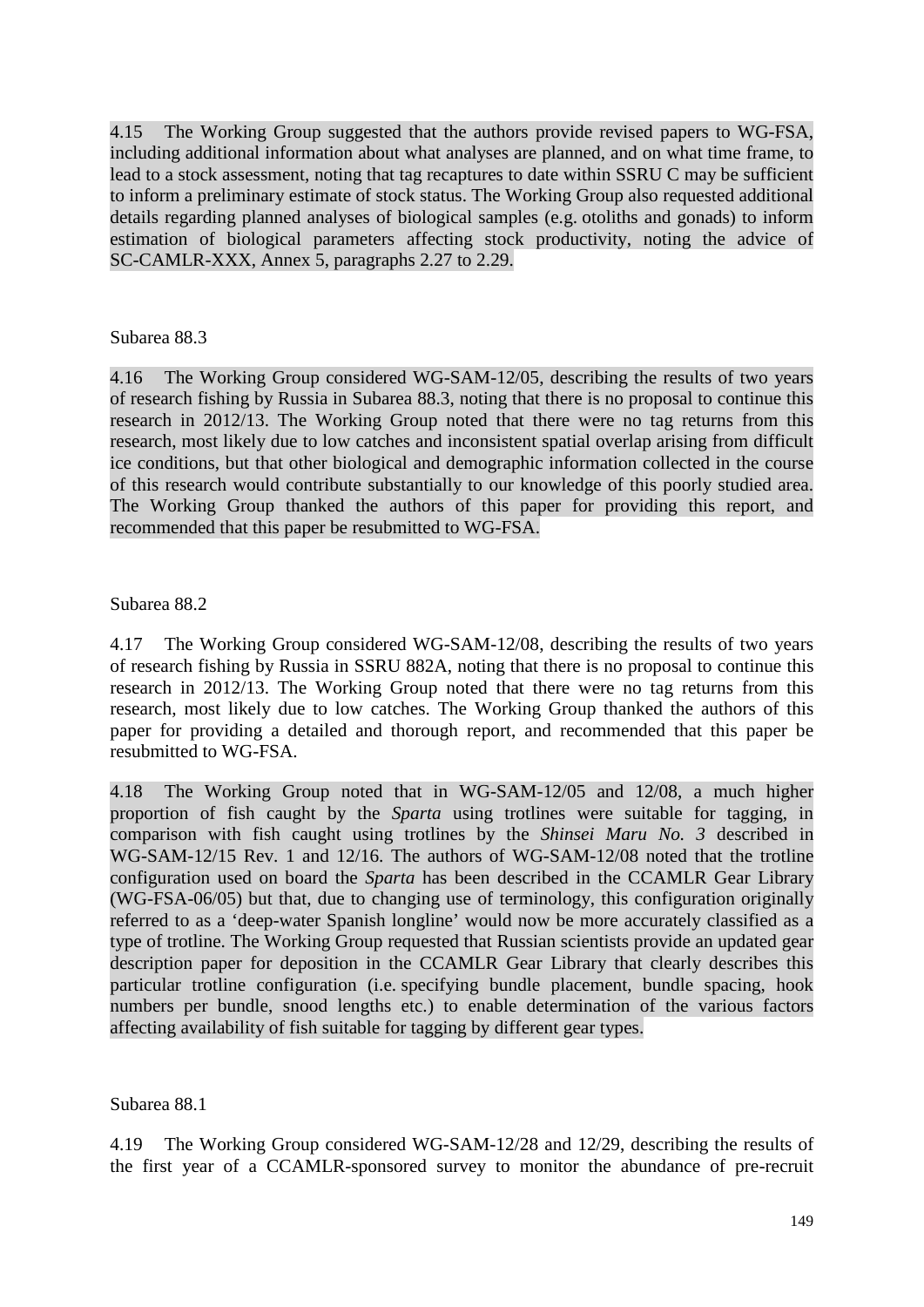4.15 The Working Group suggested that the authors provide revised papers to WG-FSA, including additional information about what analyses are planned, and on what time frame, to lead to a stock assessment, noting that tag recaptures to date within SSRU C may be sufficient to inform a preliminary estimate of stock status. The Working Group also requested additional details regarding planned analyses of biological samples (e.g. otoliths and gonads) to inform estimation of biological parameters affecting stock productivity, noting the advice of SC-CAMLR-XXX, Annex 5, paragraphs 2.27 to 2.29.

Subarea 88.3

4.16 The Working Group considered WG-SAM-12/05, describing the results of two years of research fishing by Russia in Subarea 88.3, noting that there is no proposal to continue this research in 2012/13. The Working Group noted that there were no tag returns from this research, most likely due to low catches and inconsistent spatial overlap arising from difficult ice conditions, but that other biological and demographic information collected in the course of this research would contribute substantially to our knowledge of this poorly studied area. The Working Group thanked the authors of this paper for providing this report, and recommended that this paper be resubmitted to WG-FSA.

Subarea 88.2

4.17 The Working Group considered WG-SAM-12/08, describing the results of two years of research fishing by Russia in SSRU 882A, noting that there is no proposal to continue this research in 2012/13. The Working Group noted that there were no tag returns from this research, most likely due to low catches. The Working Group thanked the authors of this paper for providing a detailed and thorough report, and recommended that this paper be resubmitted to WG-FSA.

4.18 The Working Group noted that in WG-SAM-12/05 and 12/08, a much higher proportion of fish caught by the *Sparta* using trotlines were suitable for tagging, in comparison with fish caught using trotlines by the *Shinsei Maru No. 3* described in WG-SAM-12/15 Rev. 1 and 12/16. The authors of WG-SAM-12/08 noted that the trotline configuration used on board the *Sparta* has been described in the CCAMLR Gear Library (WG-FSA-06/05) but that, due to changing use of terminology, this configuration originally referred to as a 'deep-water Spanish longline' would now be more accurately classified as a type of trotline. The Working Group requested that Russian scientists provide an updated gear description paper for deposition in the CCAMLR Gear Library that clearly describes this particular trotline configuration (i.e. specifying bundle placement, bundle spacing, hook numbers per bundle, snood lengths etc.) to enable determination of the various factors affecting availability of fish suitable for tagging by different gear types.

Subarea 88.1

4.19 The Working Group considered WG-SAM-12/28 and 12/29, describing the results of the first year of a CCAMLR-sponsored survey to monitor the abundance of pre-recruit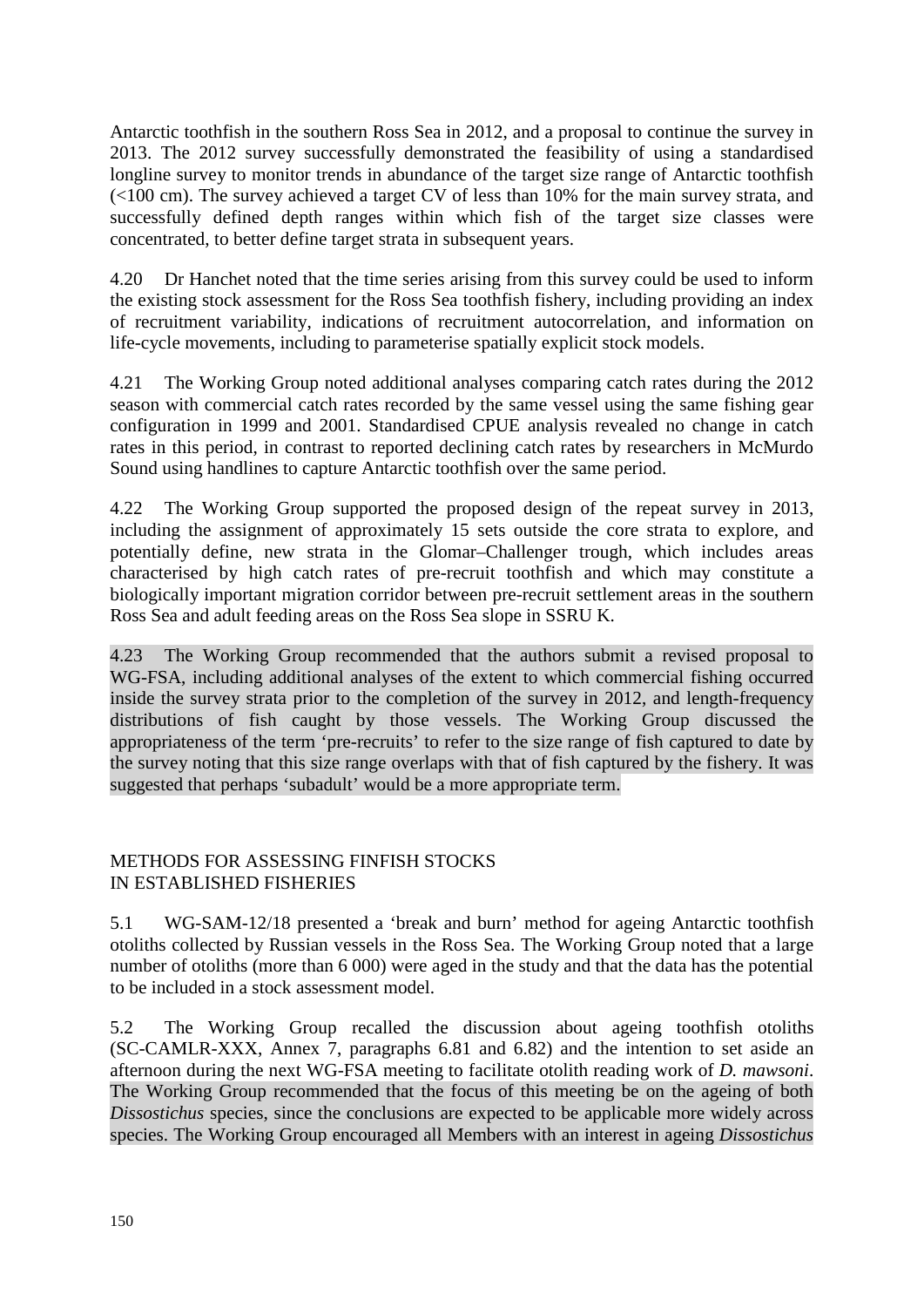Antarctic toothfish in the southern Ross Sea in 2012, and a proposal to continue the survey in 2013. The 2012 survey successfully demonstrated the feasibility of using a standardised longline survey to monitor trends in abundance of the target size range of Antarctic toothfish (<100 cm). The survey achieved a target CV of less than 10% for the main survey strata, and successfully defined depth ranges within which fish of the target size classes were concentrated, to better define target strata in subsequent years.

4.20 Dr Hanchet noted that the time series arising from this survey could be used to inform the existing stock assessment for the Ross Sea toothfish fishery, including providing an index of recruitment variability, indications of recruitment autocorrelation, and information on life-cycle movements, including to parameterise spatially explicit stock models.

4.21 The Working Group noted additional analyses comparing catch rates during the 2012 season with commercial catch rates recorded by the same vessel using the same fishing gear configuration in 1999 and 2001. Standardised CPUE analysis revealed no change in catch rates in this period, in contrast to reported declining catch rates by researchers in McMurdo Sound using handlines to capture Antarctic toothfish over the same period.

4.22 The Working Group supported the proposed design of the repeat survey in 2013, including the assignment of approximately 15 sets outside the core strata to explore, and potentially define, new strata in the Glomar–Challenger trough, which includes areas characterised by high catch rates of pre-recruit toothfish and which may constitute a biologically important migration corridor between pre-recruit settlement areas in the southern Ross Sea and adult feeding areas on the Ross Sea slope in SSRU K.

4.23 The Working Group recommended that the authors submit a revised proposal to WG-FSA, including additional analyses of the extent to which commercial fishing occurred inside the survey strata prior to the completion of the survey in 2012, and length-frequency distributions of fish caught by those vessels. The Working Group discussed the appropriateness of the term 'pre-recruits' to refer to the size range of fish captured to date by the survey noting that this size range overlaps with that of fish captured by the fishery. It was suggested that perhaps 'subadult' would be a more appropriate term.

## METHODS FOR ASSESSING FINFISH STOCKS IN ESTABLISHED FISHERIES

5.1 WG-SAM-12/18 presented a 'break and burn' method for ageing Antarctic toothfish otoliths collected by Russian vessels in the Ross Sea. The Working Group noted that a large number of otoliths (more than 6 000) were aged in the study and that the data has the potential to be included in a stock assessment model.

5.2 The Working Group recalled the discussion about ageing toothfish otoliths (SC-CAMLR-XXX, Annex 7, paragraphs 6.81 and 6.82) and the intention to set aside an afternoon during the next WG-FSA meeting to facilitate otolith reading work of *D. mawsoni*. The Working Group recommended that the focus of this meeting be on the ageing of both *Dissostichus* species, since the conclusions are expected to be applicable more widely across species. The Working Group encouraged all Members with an interest in ageing *Dissostichus*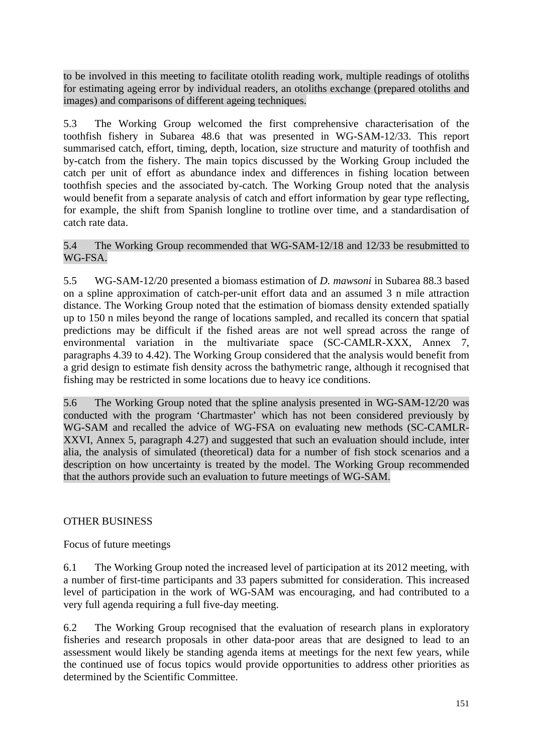to be involved in this meeting to facilitate otolith reading work, multiple readings of otoliths for estimating ageing error by individual readers, an otoliths exchange (prepared otoliths and images) and comparisons of different ageing techniques.

5.3 The Working Group welcomed the first comprehensive characterisation of the toothfish fishery in Subarea 48.6 that was presented in WG-SAM-12/33. This report summarised catch, effort, timing, depth, location, size structure and maturity of toothfish and by-catch from the fishery. The main topics discussed by the Working Group included the catch per unit of effort as abundance index and differences in fishing location between toothfish species and the associated by-catch. The Working Group noted that the analysis would benefit from a separate analysis of catch and effort information by gear type reflecting, for example, the shift from Spanish longline to trotline over time, and a standardisation of catch rate data.

5.4 The Working Group recommended that WG-SAM-12/18 and 12/33 be resubmitted to WG-FSA.

5.5 WG-SAM-12/20 presented a biomass estimation of *D. mawsoni* in Subarea 88.3 based on a spline approximation of catch-per-unit effort data and an assumed 3 n mile attraction distance. The Working Group noted that the estimation of biomass density extended spatially up to 150 n miles beyond the range of locations sampled, and recalled its concern that spatial predictions may be difficult if the fished areas are not well spread across the range of environmental variation in the multivariate space (SC-CAMLR-XXX, Annex 7, paragraphs 4.39 to 4.42). The Working Group considered that the analysis would benefit from a grid design to estimate fish density across the bathymetric range, although it recognised that fishing may be restricted in some locations due to heavy ice conditions.

5.6 The Working Group noted that the spline analysis presented in WG-SAM-12/20 was conducted with the program 'Chartmaster' which has not been considered previously by WG-SAM and recalled the advice of WG-FSA on evaluating new methods (SC-CAMLR-XXVI, Annex 5, paragraph 4.27) and suggested that such an evaluation should include, inter alia, the analysis of simulated (theoretical) data for a number of fish stock scenarios and a description on how uncertainty is treated by the model. The Working Group recommended that the authors provide such an evaluation to future meetings of WG-SAM.

## OTHER BUSINESS

### Focus of future meetings

6.1 The Working Group noted the increased level of participation at its 2012 meeting, with a number of first-time participants and 33 papers submitted for consideration. This increased level of participation in the work of WG-SAM was encouraging, and had contributed to a very full agenda requiring a full five-day meeting.

6.2 The Working Group recognised that the evaluation of research plans in exploratory fisheries and research proposals in other data-poor areas that are designed to lead to an assessment would likely be standing agenda items at meetings for the next few years, while the continued use of focus topics would provide opportunities to address other priorities as determined by the Scientific Committee.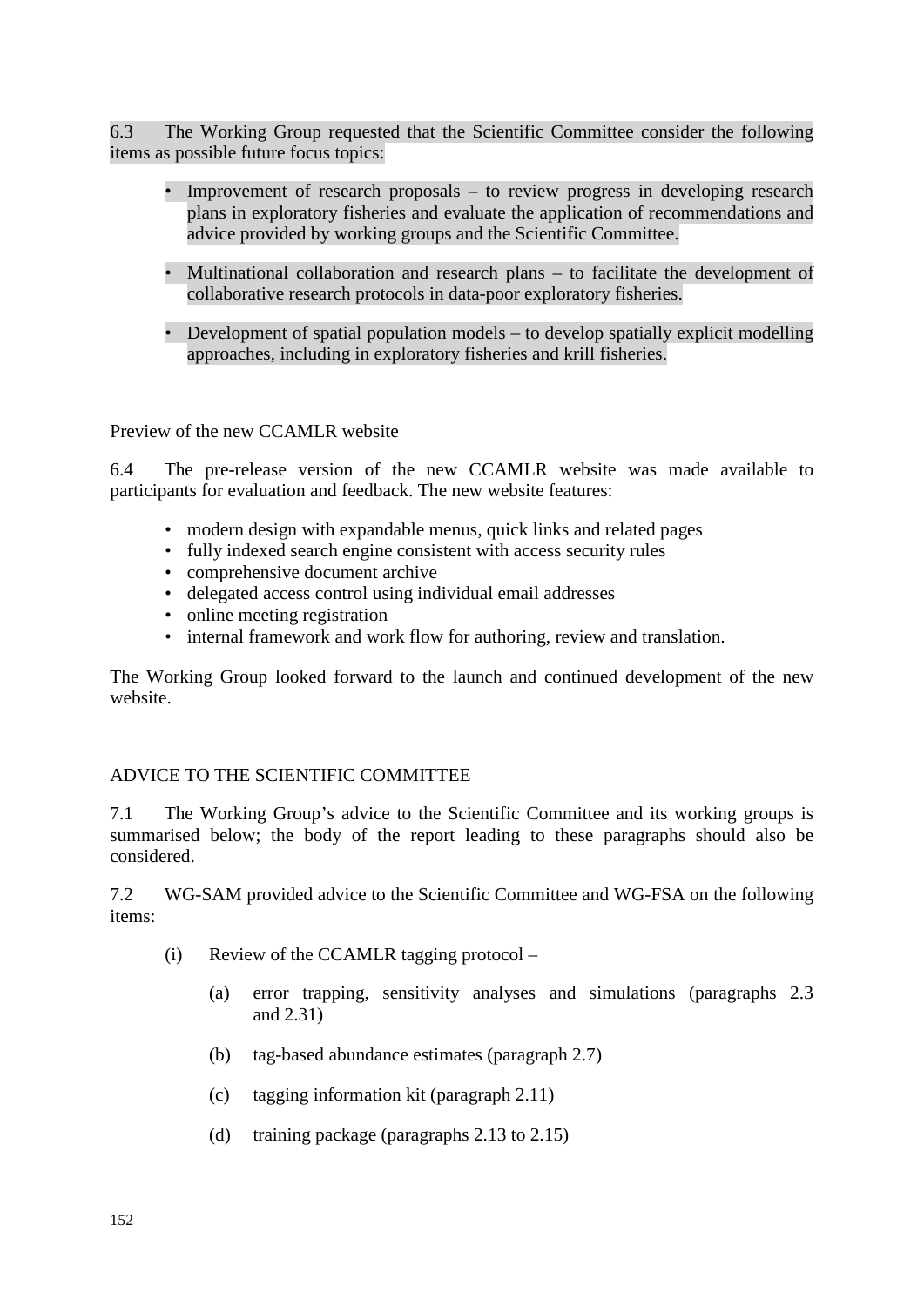6.3 The Working Group requested that the Scientific Committee consider the following items as possible future focus topics:

- Improvement of research proposals – to review progress in developing research plans in exploratory fisheries and evaluate the application of recommendations and advice provided by working groups and the Scientific Committee.
- Multinational collaboration and research plans – to facilitate the development of collaborative research protocols in data-poor exploratory fisheries.
- Development of spatial population models – to develop spatially explicit modelling approaches, including in exploratory fisheries and krill fisheries.

### Preview of the new CCAMLR website

6.4 The pre-release version of the new CCAMLR website was made available to participants for evaluation and feedback. The new website features:

- modern design with expandable menus, quick links and related pages
- fully indexed search engine consistent with access security rules
- comprehensive document archive
- delegated access control using individual email addresses
- online meeting registration
- internal framework and work flow for authoring, review and translation.

The Working Group looked forward to the launch and continued development of the new website.

## ADVICE TO THE SCIENTIFIC COMMITTEE

7.1 The Working Group's advice to the Scientific Committee and its working groups is summarised below; the body of the report leading to these paragraphs should also be considered.

7.2 WG-SAM provided advice to the Scientific Committee and WG-FSA on the following items:

(i) Review of the CCAMLR tagging protocol –

(a) error trapping, sensitivity analyses and simulations (paragraphs 2.3 and 2.31)

(b) tag-based abundance estimates (paragraph 2.7)

(c) tagging information kit (paragraph 2.11)

(d) training package (paragraphs 2.13 to 2.15)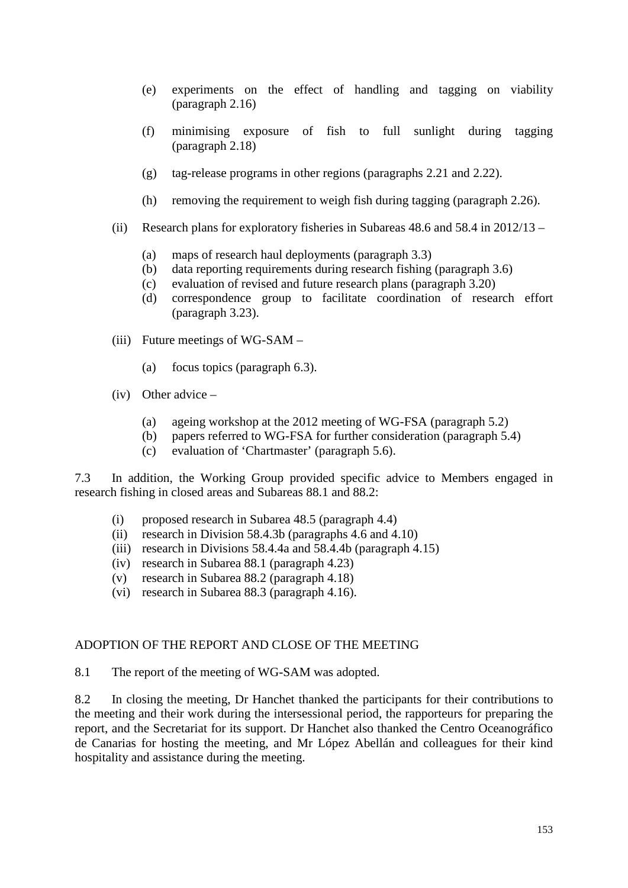- (e) experiments on the effect of handling and tagging on viability (paragraph 2.16)
   - (f) minimising exposure of fish to full sunlight during tagging (paragraph 2.18)
   - (g) tag-release programs in other regions (paragraphs 2.21 and 2.22).
   - (h) removing the requirement to weigh fish during tagging (paragraph 2.26).

(ii) Research plans for exploratory fisheries in Subareas 48.6 and 58.4 in 2012/13 –

   - (a) maps of research haul deployments (paragraph 3.3)
   - (b) data reporting requirements during research fishing (paragraph 3.6)
   - (c) evaluation of revised and future research plans (paragraph 3.20)
   - (d) correspondence group to facilitate coordination of research effort (paragraph 3.23).

(iii) Future meetings of WG-SAM –

   - (a) focus topics (paragraph 6.3).

(iv) Other advice –

   - (a) ageing workshop at the 2012 meeting of WG-FSA (paragraph 5.2)
   - (b) papers referred to WG-FSA for further consideration (paragraph 5.4)
   - (c) evaluation of 'Chartmaster' (paragraph 5.6).

7.3 In addition, the Working Group provided specific advice to Members engaged in research fishing in closed areas and Subareas 88.1 and 88.2:

- (i) proposed research in Subarea 48.5 (paragraph 4.4)
- (ii) research in Division 58.4.3b (paragraphs 4.6 and 4.10)
- (iii) research in Divisions 58.4.4a and 58.4.4b (paragraph 4.15)
- (iv) research in Subarea 88.1 (paragraph 4.23)
- (v) research in Subarea 88.2 (paragraph 4.18)
- (vi) research in Subarea 88.3 (paragraph 4.16).

## ADOPTION OF THE REPORT AND CLOSE OF THE MEETING

8.1 The report of the meeting of WG-SAM was adopted.

8.2 In closing the meeting, Dr Hanchet thanked the participants for their contributions to the meeting and their work during the intersessional period, the rapporteurs for preparing the report, and the Secretariat for its support. Dr Hanchet also thanked the Centro Oceanográfico de Canarias for hosting the meeting, and Mr López Abellán and colleagues for their kind hospitality and assistance during the meeting.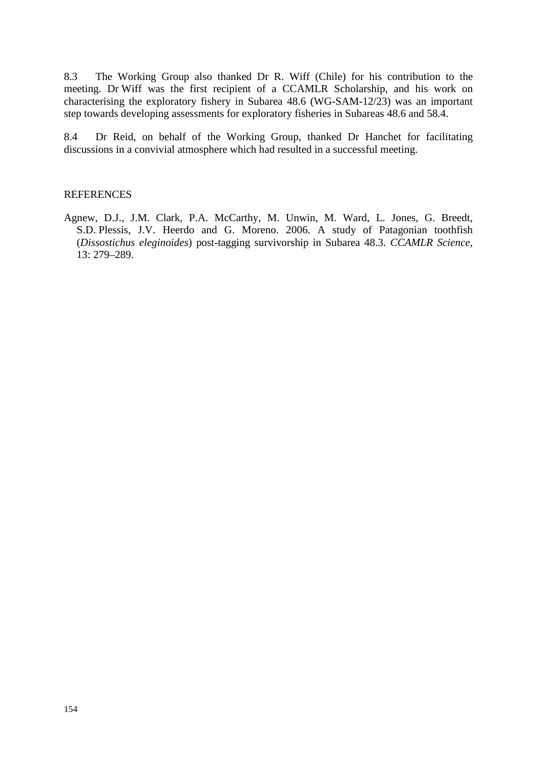8.3 The Working Group also thanked Dr R. Wiff (Chile) for his contribution to the meeting. Dr Wiff was the first recipient of a CCAMLR Scholarship, and his work on characterising the exploratory fishery in Subarea 48.6 (WG-SAM-12/23) was an important step towards developing assessments for exploratory fisheries in Subareas 48.6 and 58.4.

8.4 Dr Reid, on behalf of the Working Group, thanked Dr Hanchet for facilitating discussions in a convivial atmosphere which had resulted in a successful meeting.

## REFERENCES

Agnew, D.J., J.M. Clark, P.A. McCarthy, M. Unwin, M. Ward, L. Jones, G. Breedt, S.D. Plessis, J.V. Heerdo and G. Moreno. 2006. A study of Patagonian toothfish (*Dissostichus eleginoides*) post-tagging survivorship in Subarea 48.3. *CCAMLR Science*, 13: 279–289.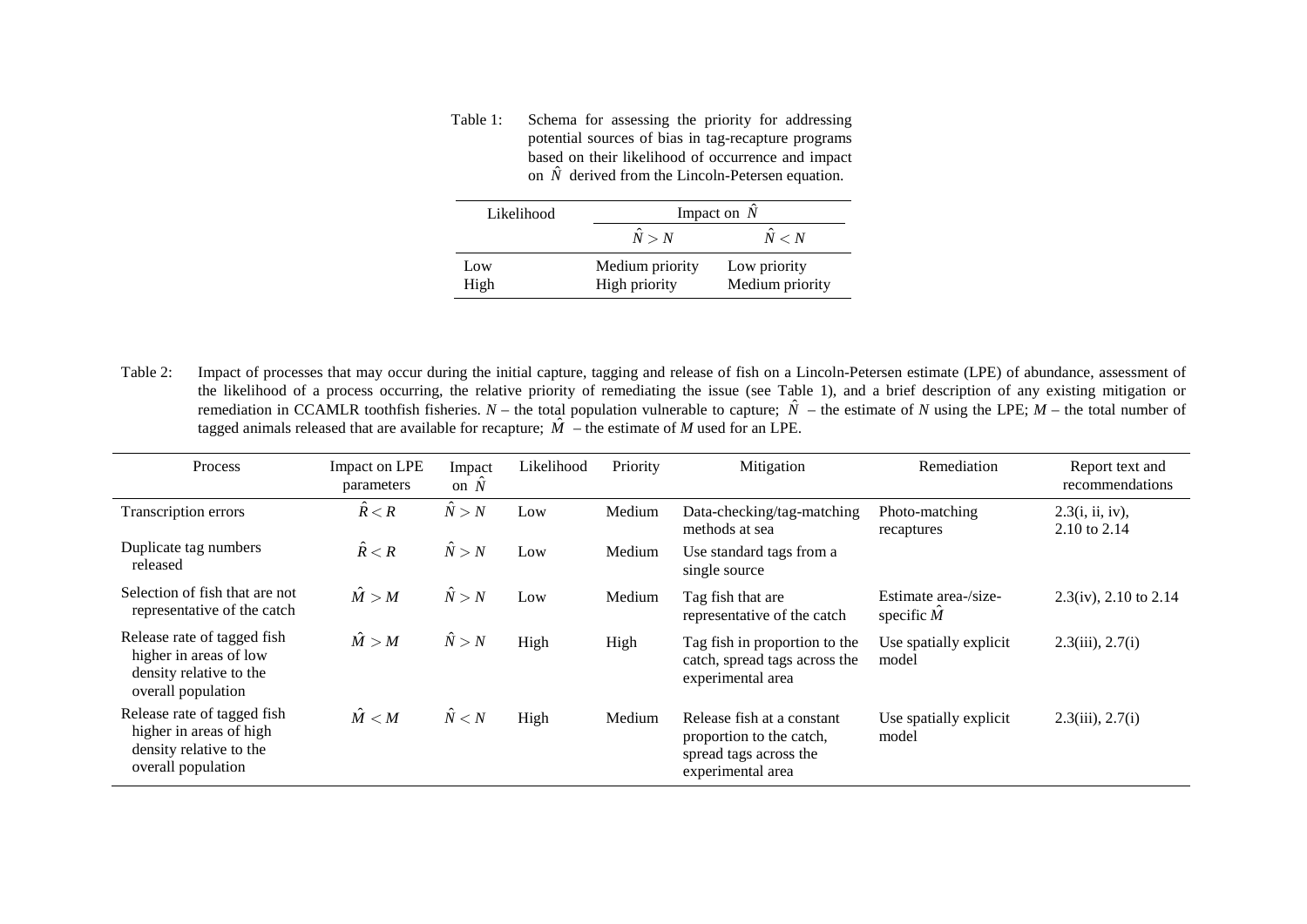Table 1: Schema for assessing the priority for addressing potential sources of bias in tag-recapture programs based on their likelihood of occurrence and impact on $\hat{N}$ derived from the Lincoln-Petersen equation.

| Likelihood | Impact on $\hat{N}$ | |
|---|---|---|
| | $\hat{N} > N$ | $\hat{N} < N$ |
| Low | Medium priority | Low priority |
| High | High priority | Medium priority |

Table 2: Impact of processes that may occur during the initial capture, tagging and release of fish on a Lincoln-Petersen estimate (LPE) of abundance, assessment of the likelihood of a process occurring, the relative priority of remediating the issue (see Table 1), and a brief description of any existing mitigation or remediation in CCAMLR toothfish fisheries. $N$ – the total population vulnerable to capture; $\hat{N}$ – the estimate of $N$ using the LPE; $M$ – the total number of tagged animals released that are available for recapture; $\hat{M}$ – the estimate of $M$ used for an LPE.

| Process | Impact on LPE parameters | Impact on $\hat{N}$ | Likelihood | Priority | Mitigation | Remediation | Report text and recommendations |
|---|---|---|---|---|---|---|---|
| Transcription errors | $\hat{R} < R$ | $\hat{N} > N$ | Low | Medium | Data-checking/tag-matching methods at sea | Photo-matching recaptures | 2.3(i, ii, iv), 2.10 to 2.14 |
| Duplicate tag numbers released | $\hat{R} < R$ | $\hat{N} > N$ | Low | Medium | Use standard tags from a single source | | |
| Selection of fish that are not representative of the catch | $\hat{M} > M$ | $\hat{N} > N$ | Low | Medium | Tag fish that are representative of the catch | Estimate area-/size-specific $\hat{M}$ | 2.3(iv), 2.10 to 2.14 |
| Release rate of tagged fish higher in areas of low density relative to the overall population | $\hat{M} > M$ | $\hat{N} > N$ | High | High | Tag fish in proportion to the catch, spread tags across the experimental area | Use spatially explicit model | 2.3(iii), 2.7(i) |
| Release rate of tagged fish higher in areas of high density relative to the overall population | $\hat{M} < M$ | $\hat{N} < N$ | High | Medium | Release fish at a constant proportion to the catch, spread tags across the experimental area | Use spatially explicit model | 2.3(iii), 2.7(i) |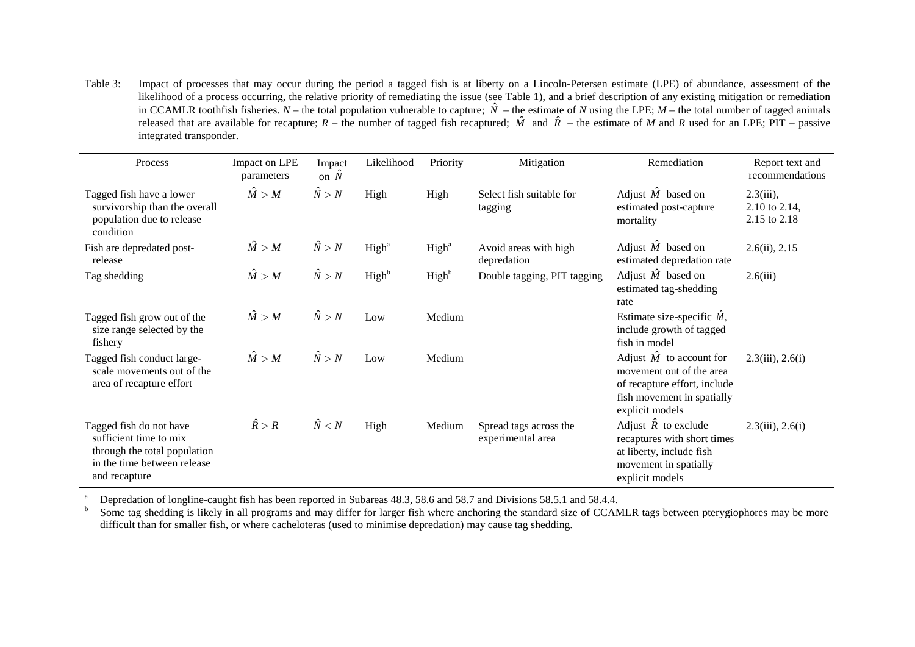Table 3: Impact of processes that may occur during the period a tagged fish is at liberty on a Lincoln-Petersen estimate (LPE) of abundance, assessment of the likelihood of a process occurring, the relative priority of remediating the issue (see Table 1), and a brief description of any existing mitigation or remediation in CCAMLR toothfish fisheries. $N$ – the total population vulnerable to capture; $\hat{N}$ – the estimate of $N$ using the LPE; $M$ – the total number of tagged animals released that are available for recapture; $R$ – the number of tagged fish recaptured; $\hat{M}$ and $\hat{R}$ – the estimate of $M$ and $R$ used for an LPE; PIT – passive integrated transponder.

| Process | Impact on LPE parameters | Impact on $\hat{N}$ | Likelihood | Priority | Mitigation | Remediation | Report text and recommendations |
|---|---|---|---|---|---|---|---|
| Tagged fish have a lower survivorship than the overall population due to release condition | $\hat{M} > M$ | $\hat{N} > N$ | High | High | Select fish suitable for tagging | Adjust $\hat{M}$ based on estimated post-capture mortality | 2.3(iii), 2.10 to 2.14, 2.15 to 2.18 |
| Fish are depredated post-release | $\hat{M} > M$ | $\hat{N} > N$ | High[a] | High[a] | Avoid areas with high depredation | Adjust $\hat{M}$ based on estimated depredation rate | 2.6(ii), 2.15 |
| Tag shedding | $\hat{M} > M$ | $\hat{N} > N$ | High[b] | High[b] | Double tagging, PIT tagging | Adjust $\hat{M}$ based on estimated tag-shedding rate | 2.6(iii) |
| Tagged fish grow out of the size range selected by the fishery | $\hat{M} > M$ | $\hat{N} > N$ | Low | Medium | | Estimate size-specific $\hat{M}$, include growth of tagged fish in model | |
| Tagged fish conduct large-scale movements out of the area of recapture effort | $\hat{M} > M$ | $\hat{N} > N$ | Low | Medium | | Adjust $\hat{M}$ to account for movement out of the area of recapture effort, include fish movement in spatially explicit models | 2.3(iii), 2.6(i) |
| Tagged fish do not have sufficient time to mix through the total population in the time between release and recapture | $\hat{R} > R$ | $\hat{N} < N$ | High | Medium | Spread tags across the experimental area | Adjust $\hat{R}$ to exclude recaptures with short times at liberty, include fish movement in spatially explicit models | 2.3(iii), 2.6(i) |

[a] Depredation of longline-caught fish has been reported in Subareas 48.3, 58.6 and 58.7 and Divisions 58.5.1 and 58.4.4.

[b] Some tag shedding is likely in all programs and may differ for larger fish where anchoring the standard size of CCAMLR tags between pterygiophores may be more difficult than for smaller fish, or where cacheloteras (used to minimise depredation) may cause tag shedding.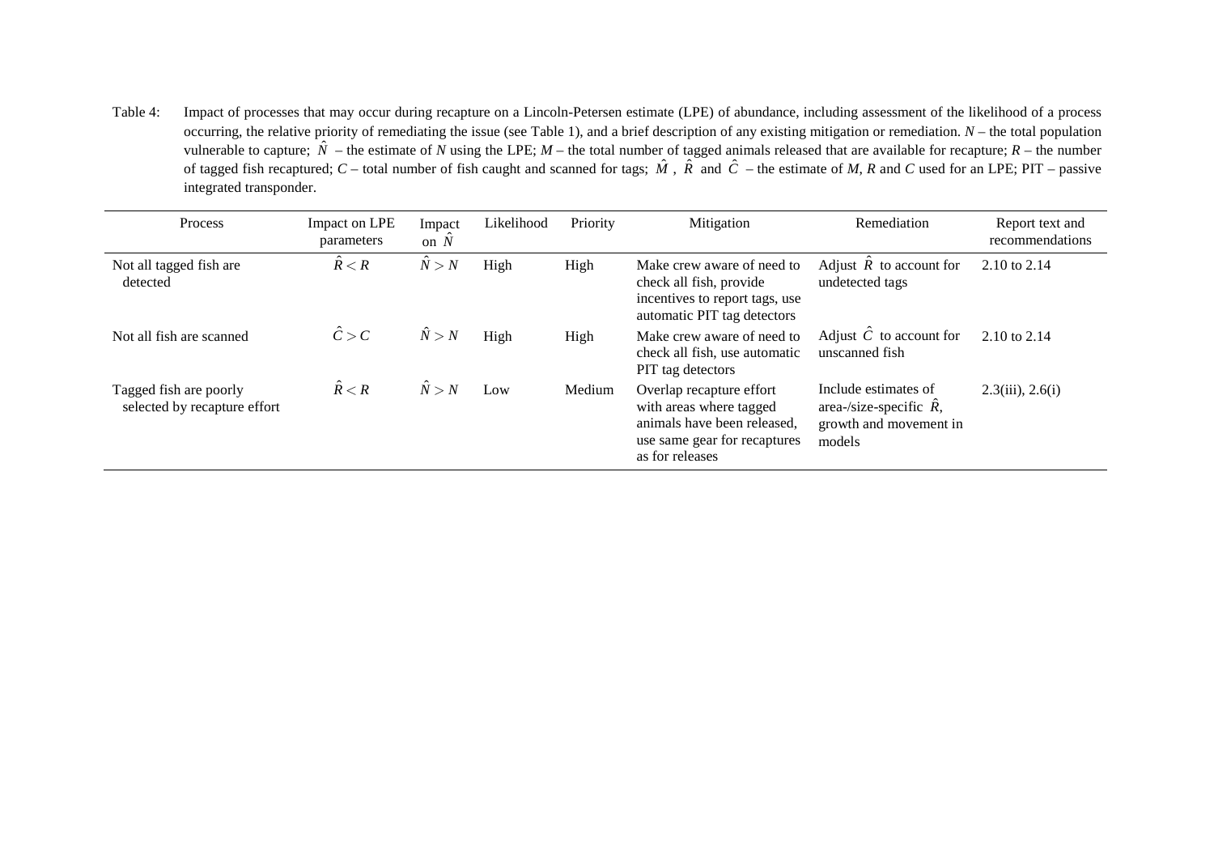Table 4: Impact of processes that may occur during recapture on a Lincoln-Petersen estimate (LPE) of abundance, including assessment of the likelihood of a process occurring, the relative priority of remediating the issue (see Table 1), and a brief description of any existing mitigation or remediation. $N$ – the total population vulnerable to capture; $\hat{N}$ – the estimate of $N$ using the LPE; $M$ – the total number of tagged animals released that are available for recapture; $R$ – the number of tagged fish recaptured; $C$ – total number of fish caught and scanned for tags; $\hat{M}$, $\hat{R}$ and $\hat{C}$ – the estimate of $M$, $R$ and $C$ used for an LPE; PIT – passive integrated transponder.

| Process | Impact on LPE parameters | Impact on $\hat{N}$ | Likelihood | Priority | Mitigation | Remediation | Report text and recommendations |
|---|---|---|---|---|---|---|---|
| Not all tagged fish are detected | $\hat{R} < R$ | $\hat{N} > N$ | High | High | Make crew aware of need to check all fish, provide incentives to report tags, use automatic PIT tag detectors | Adjust $\hat{R}$ to account for undetected tags | 2.10 to 2.14 |
| Not all fish are scanned | $\hat{C} > C$ | $\hat{N} > N$ | High | High | Make crew aware of need to check all fish, use automatic PIT tag detectors | Adjust $\hat{C}$ to account for unscanned fish | 2.10 to 2.14 |
| Tagged fish are poorly selected by recapture effort | $\hat{R} < R$ | $\hat{N} > N$ | Low | Medium | Overlap recapture effort with areas where tagged animals have been released, use same gear for recaptures as for releases | Include estimates of area-/size-specific $\hat{R}$, growth and movement in models | 2.3(iii), 2.6(i) |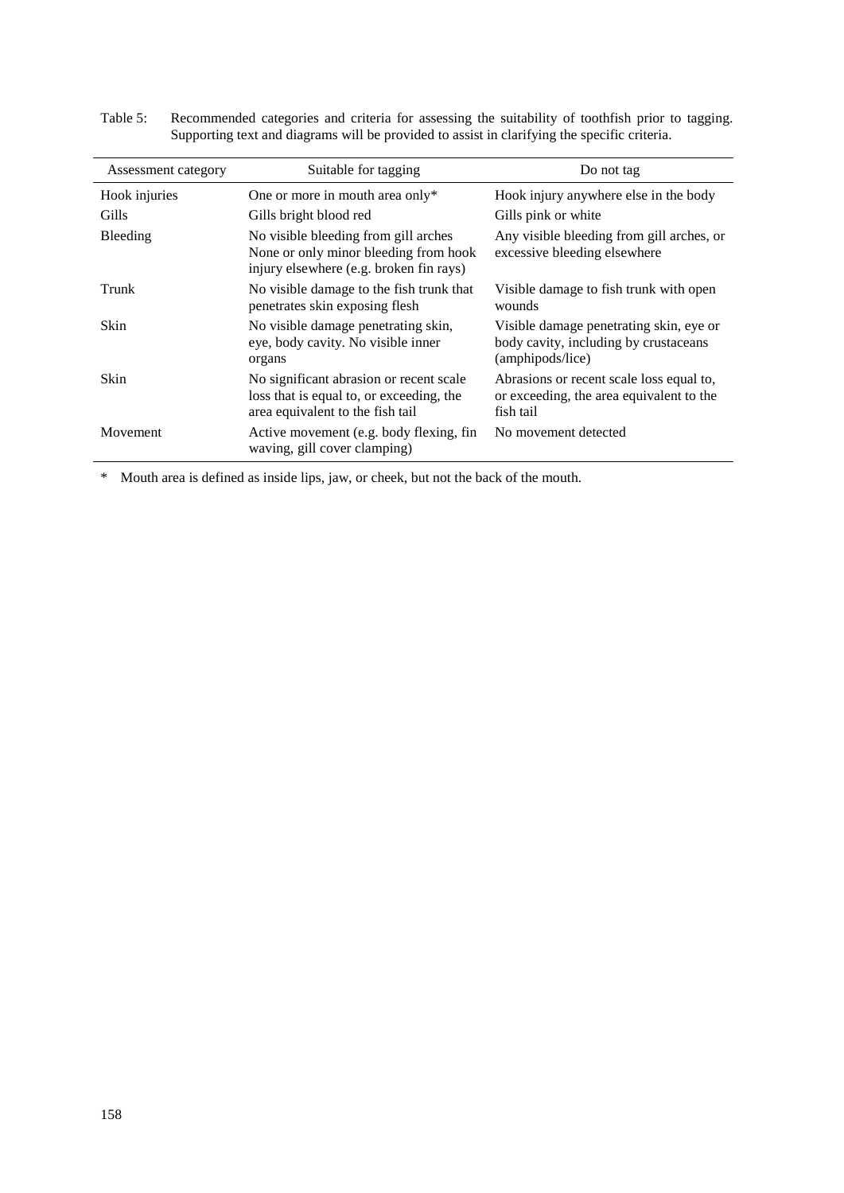Table 5: Recommended categories and criteria for assessing the suitability of toothfish prior to tagging. Supporting text and diagrams will be provided to assist in clarifying the specific criteria.

| Assessment category | Suitable for tagging | Do not tag |
|---|---|---|
| Hook injuries | One or more in mouth area only* | Hook injury anywhere else in the body |
| Gills | Gills bright blood red | Gills pink or white |
| Bleeding | No visible bleeding from gill arches None or only minor bleeding from hook injury elsewhere (e.g. broken fin rays) | Any visible bleeding from gill arches, or excessive bleeding elsewhere |
| Trunk | No visible damage to the fish trunk that penetrates skin exposing flesh | Visible damage to fish trunk with open wounds |
| Skin | No visible damage penetrating skin, eye, body cavity. No visible inner organs | Visible damage penetrating skin, eye or body cavity, including by crustaceans (amphipods/lice) |
| Skin | No significant abrasion or recent scale loss that is equal to, or exceeding, the area equivalent to the fish tail | Abrasions or recent scale loss equal to, or exceeding, the area equivalent to the fish tail |
| Movement | Active movement (e.g. body flexing, fin waving, gill cover clamping) | No movement detected |

\* Mouth area is defined as inside lips, jaw, or cheek, but not the back of the mouth.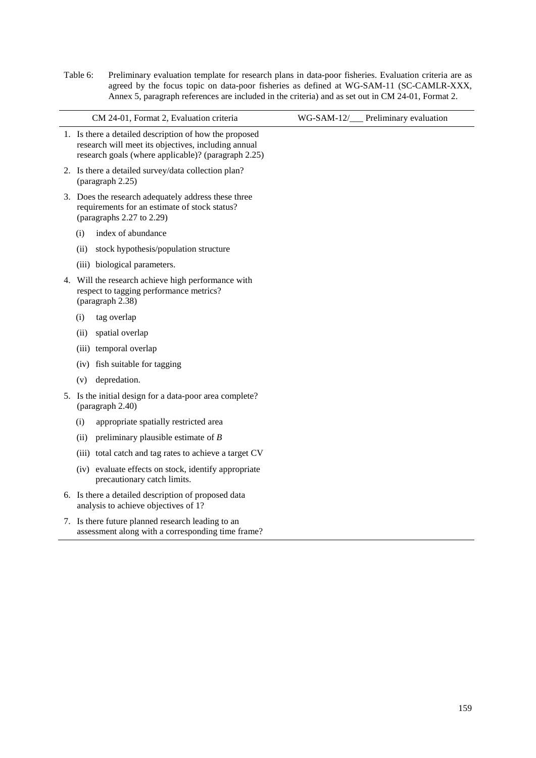Table 6: Preliminary evaluation template for research plans in data-poor fisheries. Evaluation criteria are as agreed by the focus topic on data-poor fisheries as defined at WG-SAM-11 (SC-CAMLR-XXX, Annex 5, paragraph references are included in the criteria) and as set out in CM 24-01, Format 2.

| CM 24-01, Format 2, Evaluation criteria | WG-SAM-12/___ Preliminary evaluation |
|---|---|
| 1. Is there a detailed description of how the proposed research will meet its objectives, including annual research goals (where applicable)? (paragraph 2.25) | |
| 2. Is there a detailed survey/data collection plan? (paragraph 2.25) | |
| 3. Does the research adequately address these three requirements for an estimate of stock status? (paragraphs 2.27 to 2.29) | |
| (i) index of abundance | |
| (ii) stock hypothesis/population structure | |
| (iii) biological parameters. | |
| 4. Will the research achieve high performance with respect to tagging performance metrics? (paragraph 2.38) | |
| (i) tag overlap | |
| (ii) spatial overlap | |
| (iii) temporal overlap | |
| (iv) fish suitable for tagging | |
| (v) depredation. | |
| 5. Is the initial design for a data-poor area complete? (paragraph 2.40) | |
| (i) appropriate spatially restricted area | |
| (ii) preliminary plausible estimate of $B$ | |
| (iii) total catch and tag rates to achieve a target CV | |
| (iv) evaluate effects on stock, identify appropriate precautionary catch limits. | |
| 6. Is there a detailed description of proposed data analysis to achieve objectives of 1? | |
| 7. Is there future planned research leading to an assessment along with a corresponding time frame? | |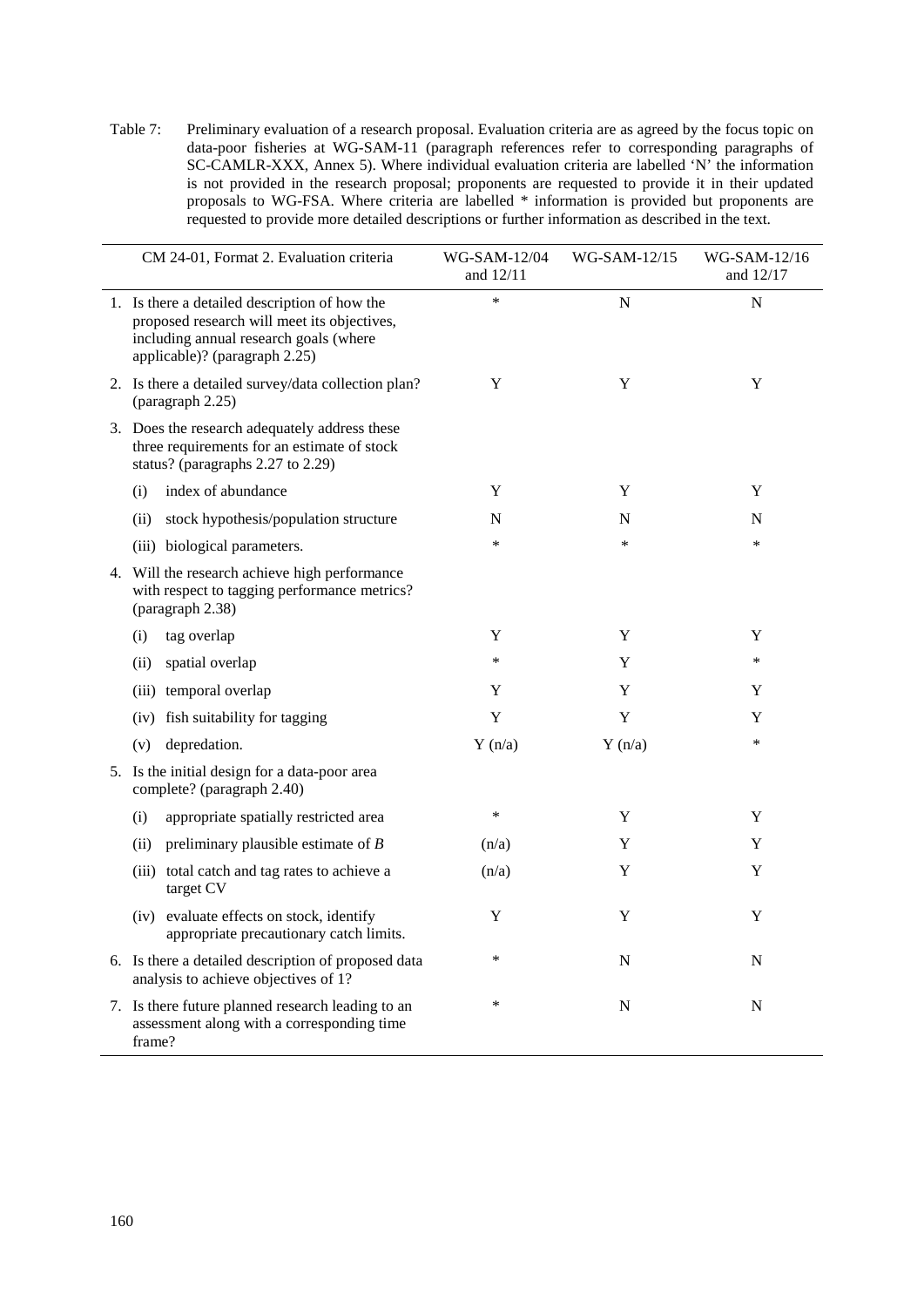Table 7: Preliminary evaluation of a research proposal. Evaluation criteria are as agreed by the focus topic on data-poor fisheries at WG-SAM-11 (paragraph references refer to corresponding paragraphs of SC-CAMLR-XXX, Annex 5). Where individual evaluation criteria are labelled 'N' the information is not provided in the research proposal; proponents are requested to provide it in their updated proposals to WG-FSA. Where criteria are labelled * information is provided but proponents are requested to provide more detailed descriptions or further information as described in the text.

| CM 24-01, Format 2. Evaluation criteria | WG-SAM-12/04 and 12/11 | WG-SAM-12/15 | WG-SAM-12/16 and 12/17 |
|---|---|---|---|
| 1. Is there a detailed description of how the proposed research will meet its objectives, including annual research goals (where applicable)? (paragraph 2.25) | * | N | N |
| 2. Is there a detailed survey/data collection plan? (paragraph 2.25) | Y | Y | Y |
| 3. Does the research adequately address these three requirements for an estimate of stock status? (paragraphs 2.27 to 2.29) | | | |
| (i) index of abundance | Y | Y | Y |
| (ii) stock hypothesis/population structure | N | N | N |
| (iii) biological parameters. | * | * | * |
| 4. Will the research achieve high performance with respect to tagging performance metrics? (paragraph 2.38) | | | |
| (i) tag overlap | Y | Y | Y |
| (ii) spatial overlap | * | Y | * |
| (iii) temporal overlap | Y | Y | Y |
| (iv) fish suitability for tagging | Y | Y | Y |
| (v) depredation. | Y (n/a) | Y (n/a) | * |
| 5. Is the initial design for a data-poor area complete? (paragraph 2.40) | | | |
| (i) appropriate spatially restricted area | * | Y | Y |
| (ii) preliminary plausible estimate of *B* | (n/a) | Y | Y |
| (iii) total catch and tag rates to achieve a target CV | (n/a) | Y | Y |
| (iv) evaluate effects on stock, identify appropriate precautionary catch limits. | Y | Y | Y |
| 6. Is there a detailed description of proposed data analysis to achieve objectives of 1? | * | N | N |
| 7. Is there future planned research leading to an assessment along with a corresponding time frame? | * | N | N |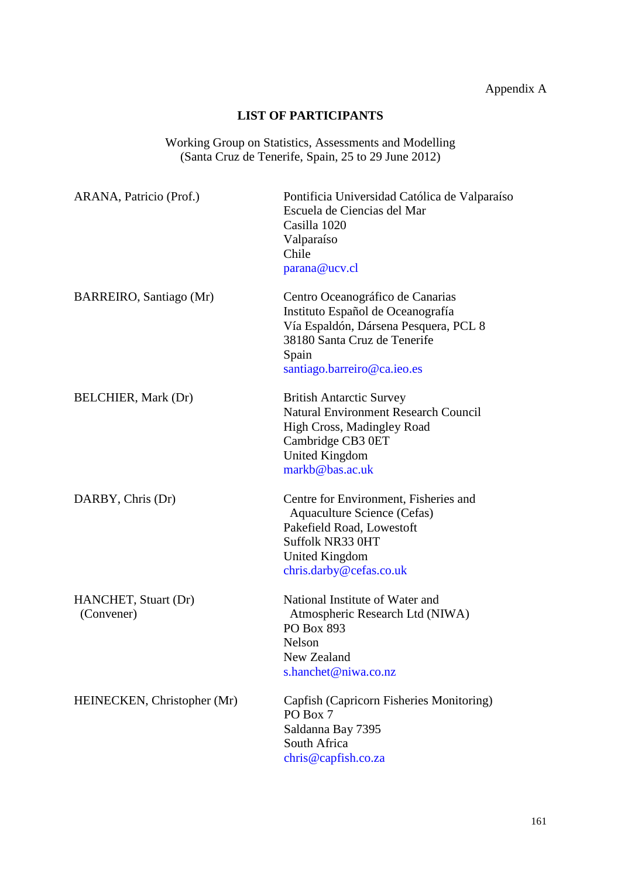Appendix A

## LIST OF PARTICIPANTS

Working Group on Statistics, Assessments and Modelling
(Santa Cruz de Tenerife, Spain, 25 to 29 June 2012)

| | |
|---|---|
| ARANA, Patricio (Prof.) | Pontificia Universidad Católica de Valparaíso<br>Escuela de Ciencias del Mar<br>Casilla 1020<br>Valparaíso<br>Chile<br>parana@ucv.cl |
| BARREIRO, Santiago (Mr) | Centro Oceanográfico de Canarias<br>Instituto Español de Oceanografía<br>Vía Espaldón, Dársena Pesquera, PCL 8<br>38180 Santa Cruz de Tenerife<br>Spain<br>santiago.barreiro@ca.ieo.es |
| BELCHIER, Mark (Dr) | British Antarctic Survey<br>Natural Environment Research Council<br>High Cross, Madingley Road<br>Cambridge CB3 0ET<br>United Kingdom<br>markb@bas.ac.uk |
| DARBY, Chris (Dr) | Centre for Environment, Fisheries and Aquaculture Science (Cefas)<br>Pakefield Road, Lowestoft<br>Suffolk NR33 0HT<br>United Kingdom<br>chris.darby@cefas.co.uk |
| HANCHET, Stuart (Dr)<br>(Convener) | National Institute of Water and Atmospheric Research Ltd (NIWA)<br>PO Box 893<br>Nelson<br>New Zealand<br>s.hanchet@niwa.co.nz |
| HEINECKEN, Christopher (Mr) | Capfish (Capricorn Fisheries Monitoring)<br>PO Box 7<br>Saldanna Bay 7395<br>South Africa<br>chris@capfish.co.za |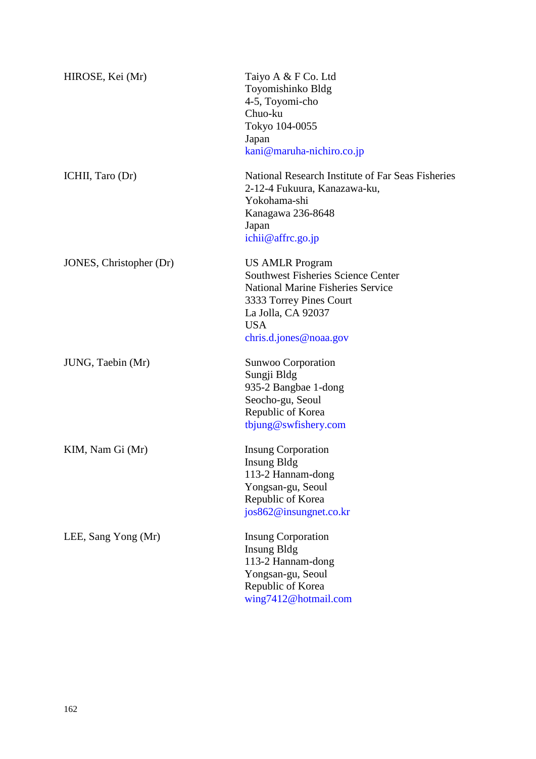| | |
|---|---|
| HIROSE, Kei (Mr) | Taiyo A & F Co. Ltd<br>Toyomishinko Bldg<br>4-5, Toyomi-cho<br>Chuo-ku<br>Tokyo 104-0055<br>Japan<br>kani@maruha-nichiro.co.jp |
| ICHII, Taro (Dr) | National Research Institute of Far Seas Fisheries<br>2-12-4 Fukuura, Kanazawa-ku,<br>Yokohama-shi<br>Kanagawa 236-8648<br>Japan<br>ichii@affrc.go.jp |
| JONES, Christopher (Dr) | US AMLR Program<br>Southwest Fisheries Science Center<br>National Marine Fisheries Service<br>3333 Torrey Pines Court<br>La Jolla, CA 92037<br>USA<br>chris.d.jones@noaa.gov |
| JUNG, Taebin (Mr) | Sunwoo Corporation<br>Sungji Bldg<br>935-2 Bangbae 1-dong<br>Seocho-gu, Seoul<br>Republic of Korea<br>tbjung@swfishery.com |
| KIM, Nam Gi (Mr) | Insung Corporation<br>Insung Bldg<br>113-2 Hannam-dong<br>Yongsan-gu, Seoul<br>Republic of Korea<br>jos862@insungnet.co.kr |
| LEE, Sang Yong (Mr) | Insung Corporation<br>Insung Bldg<br>113-2 Hannam-dong<br>Yongsan-gu, Seoul<br>Republic of Korea<br>wing7412@hotmail.com |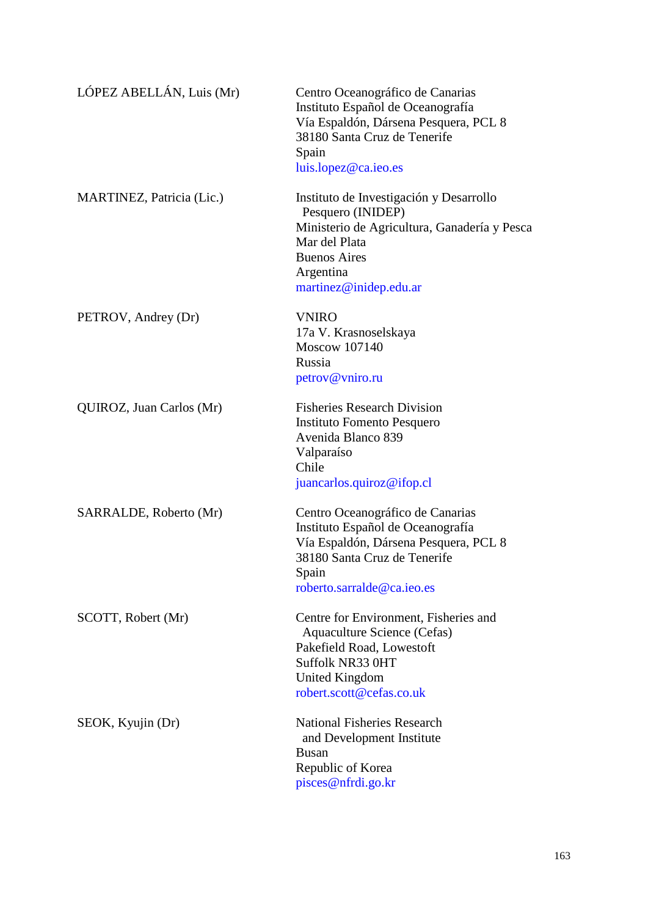LÓPEZ ABELLÁN, Luis (Mr)

Centro Oceanográfico de Canarias
Instituto Español de Oceanografía
Vía Espaldón, Dársena Pesquera, PCL 8
38180 Santa Cruz de Tenerife
Spain
luis.lopez@ca.ieo.es

MARTINEZ, Patricia (Lic.)

Instituto de Investigación y Desarrollo
Pesquero (INIDEP)
Ministerio de Agricultura, Ganadería y Pesca
Mar del Plata
Buenos Aires
Argentina
martinez@inidep.edu.ar

PETROV, Andrey (Dr)

VNIRO
17a V. Krasnoselskaya
Moscow 107140
Russia
petrov@vniro.ru

QUIROZ, Juan Carlos (Mr)

Fisheries Research Division
Instituto Fomento Pesquero
Avenida Blanco 839
Valparaíso
Chile
juancarlos.quiroz@ifop.cl

SARRALDE, Roberto (Mr)

Centro Oceanográfico de Canarias
Instituto Español de Oceanografía
Vía Espaldón, Dársena Pesquera, PCL 8
38180 Santa Cruz de Tenerife
Spain
roberto.sarralde@ca.ieo.es

SCOTT, Robert (Mr)

Centre for Environment, Fisheries and
Aquaculture Science (Cefas)
Pakefield Road, Lowestoft
Suffolk NR33 0HT
United Kingdom
robert.scott@cefas.co.uk

SEOK, Kyujin (Dr)

National Fisheries Research
and Development Institute
Busan
Republic of Korea
pisces@nfrdi.go.kr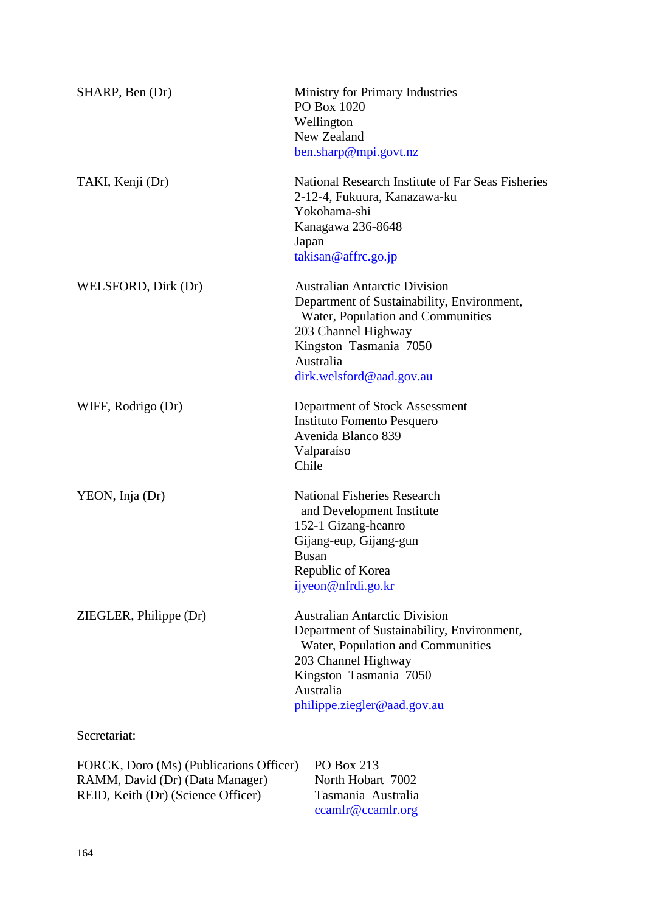| | |
|---|---|
| SHARP, Ben (Dr) | Ministry for Primary Industries<br>PO Box 1020<br>Wellington<br>New Zealand<br>ben.sharp@mpi.govt.nz |
| TAKI, Kenji (Dr) | National Research Institute of Far Seas Fisheries<br>2-12-4, Fukuura, Kanazawa-ku<br>Yokohama-shi<br>Kanagawa 236-8648<br>Japan<br>takisan@affrc.go.jp |
| WELSFORD, Dirk (Dr) | Australian Antarctic Division<br>Department of Sustainability, Environment, Water, Population and Communities<br>203 Channel Highway<br>Kingston Tasmania 7050<br>Australia<br>dirk.welsford@aad.gov.au |
| WIFF, Rodrigo (Dr) | Department of Stock Assessment<br>Instituto Fomento Pesquero<br>Avenida Blanco 839<br>Valparaíso<br>Chile |
| YEON, Inja (Dr) | National Fisheries Research and Development Institute<br>152-1 Gizang-heanro<br>Gijang-eup, Gijang-gun<br>Busan<br>Republic of Korea<br>ijyeon@nfrdi.go.kr |
| ZIEGLER, Philippe (Dr) | Australian Antarctic Division<br>Department of Sustainability, Environment, Water, Population and Communities<br>203 Channel Highway<br>Kingston Tasmania 7050<br>Australia<br>philippe.ziegler@aad.gov.au |

Secretariat:

| | |
|---|---|
| FORCK, Doro (Ms) (Publications Officer)<br>RAMM, David (Dr) (Data Manager)<br>REID, Keith (Dr) (Science Officer) | PO Box 213<br>North Hobart 7002<br>Tasmania Australia<br>ccamlr@ccamlr.org |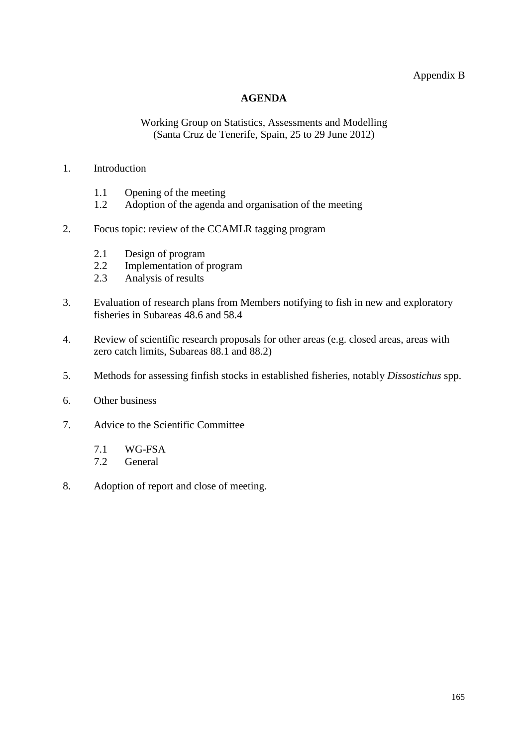Appendix B

**AGENDA**

Working Group on Statistics, Assessments and Modelling
(Santa Cruz de Tenerife, Spain, 25 to 29 June 2012)

1. Introduction

    1.1 Opening of the meeting
    1.2 Adoption of the agenda and organisation of the meeting

2. Focus topic: review of the CCAMLR tagging program

    2.1 Design of program
    2.2 Implementation of program
    2.3 Analysis of results

3. Evaluation of research plans from Members notifying to fish in new and exploratory fisheries in Subareas 48.6 and 58.4

4. Review of scientific research proposals for other areas (e.g. closed areas, areas with zero catch limits, Subareas 88.1 and 88.2)

5. Methods for assessing finfish stocks in established fisheries, notably *Dissostichus* spp.

6. Other business

7. Advice to the Scientific Committee

    7.1 WG-FSA
    7.2 General

8. Adoption of report and close of meeting.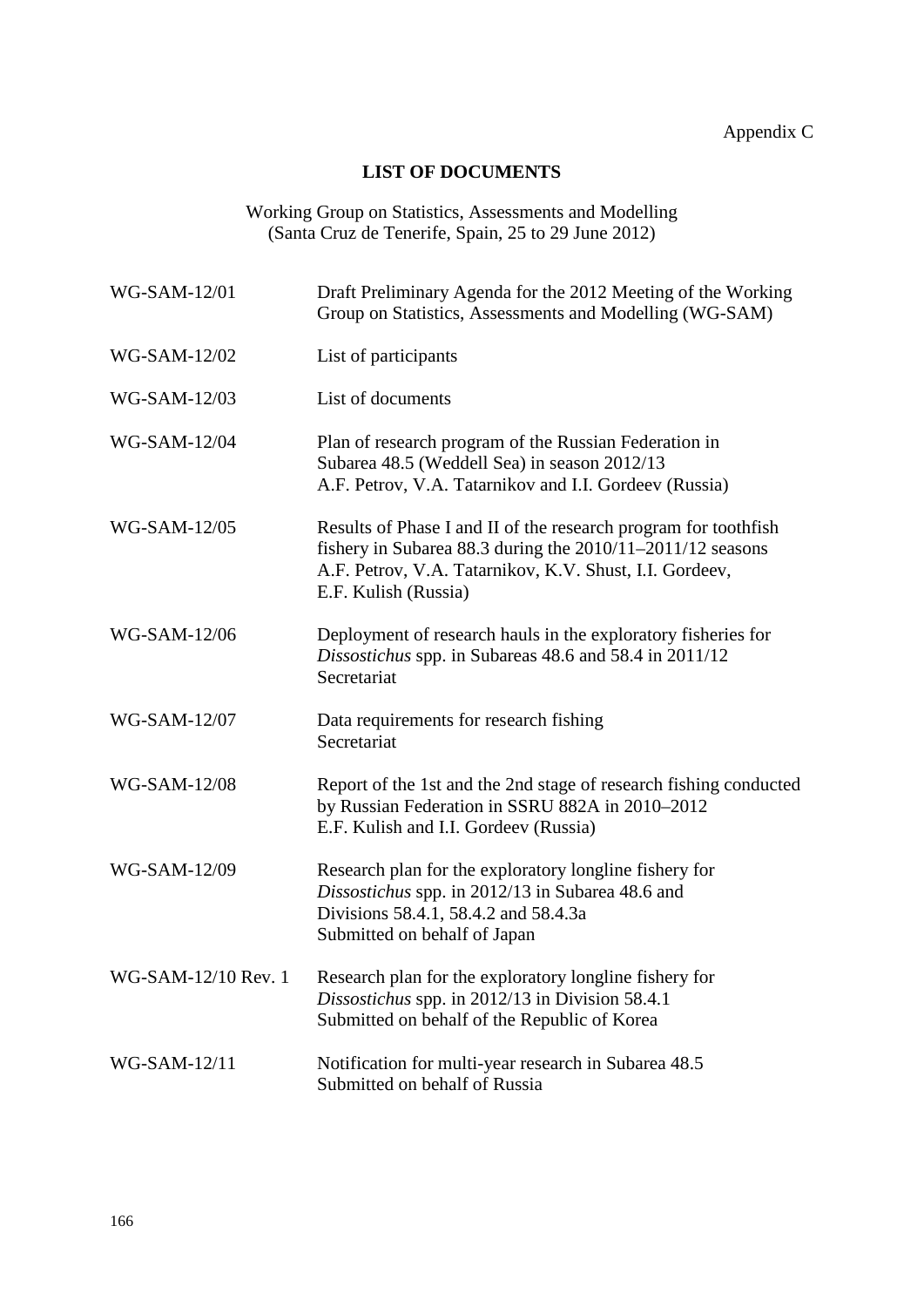Appendix C

# LIST OF DOCUMENTS

Working Group on Statistics, Assessments and Modelling
(Santa Cruz de Tenerife, Spain, 25 to 29 June 2012)

| | |
|---|---|
| WG-SAM-12/01 | Draft Preliminary Agenda for the 2012 Meeting of the Working Group on Statistics, Assessments and Modelling (WG-SAM) |
| WG-SAM-12/02 | List of participants |
| WG-SAM-12/03 | List of documents |
| WG-SAM-12/04 | Plan of research program of the Russian Federation in Subarea 48.5 (Weddell Sea) in season 2012/13<br>A.F. Petrov, V.A. Tatarnikov and I.I. Gordeev (Russia) |
| WG-SAM-12/05 | Results of Phase I and II of the research program for toothfish fishery in Subarea 88.3 during the 2010/11–2011/12 seasons<br>A.F. Petrov, V.A. Tatarnikov, K.V. Shust, I.I. Gordeev, E.F. Kulish (Russia) |
| WG-SAM-12/06 | Deployment of research hauls in the exploratory fisheries for *Dissostichus* spp. in Subareas 48.6 and 58.4 in 2011/12<br>Secretariat |
| WG-SAM-12/07 | Data requirements for research fishing<br>Secretariat |
| WG-SAM-12/08 | Report of the 1st and the 2nd stage of research fishing conducted by Russian Federation in SSRU 882A in 2010–2012<br>E.F. Kulish and I.I. Gordeev (Russia) |
| WG-SAM-12/09 | Research plan for the exploratory longline fishery for *Dissostichus* spp. in 2012/13 in Subarea 48.6 and Divisions 58.4.1, 58.4.2 and 58.4.3a<br>Submitted on behalf of Japan |
| WG-SAM-12/10 Rev. 1 | Research plan for the exploratory longline fishery for *Dissostichus* spp. in 2012/13 in Division 58.4.1<br>Submitted on behalf of the Republic of Korea |
| WG-SAM-12/11 | Notification for multi-year research in Subarea 48.5<br>Submitted on behalf of Russia |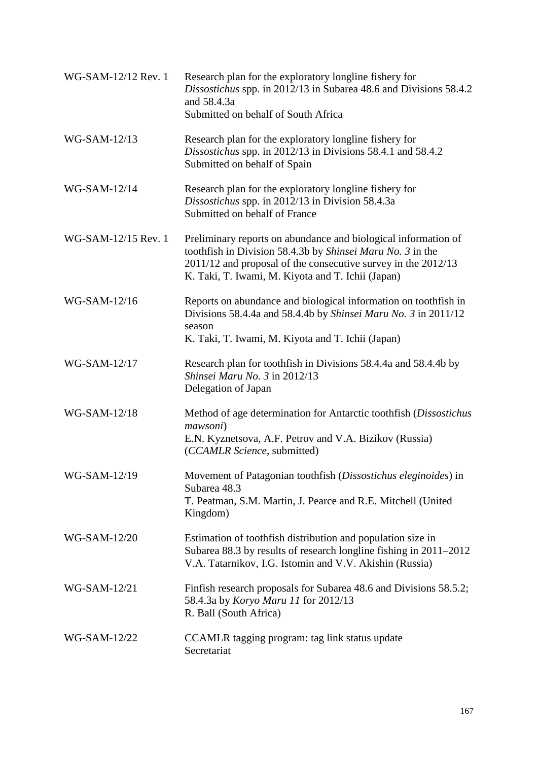| | |
|---|---|
| WG-SAM-12/12 Rev. 1 | Research plan for the exploratory longline fishery for *Dissostichus* spp. in 2012/13 in Subarea 48.6 and Divisions 58.4.2 and 58.4.3a<br>Submitted on behalf of South Africa |
| WG-SAM-12/13 | Research plan for the exploratory longline fishery for *Dissostichus* spp. in 2012/13 in Divisions 58.4.1 and 58.4.2<br>Submitted on behalf of Spain |
| WG-SAM-12/14 | Research plan for the exploratory longline fishery for *Dissostichus* spp. in 2012/13 in Division 58.4.3a<br>Submitted on behalf of France |
| WG-SAM-12/15 Rev. 1 | Preliminary reports on abundance and biological information of toothfish in Division 58.4.3b by *Shinsei Maru No. 3* in the 2011/12 and proposal of the consecutive survey in the 2012/13<br>K. Taki, T. Iwami, M. Kiyota and T. Ichii (Japan) |
| WG-SAM-12/16 | Reports on abundance and biological information on toothfish in Divisions 58.4.4a and 58.4.4b by *Shinsei Maru No. 3* in 2011/12 season<br>K. Taki, T. Iwami, M. Kiyota and T. Ichii (Japan) |
| WG-SAM-12/17 | Research plan for toothfish in Divisions 58.4.4a and 58.4.4b by *Shinsei Maru No. 3* in 2012/13<br>Delegation of Japan |
| WG-SAM-12/18 | Method of age determination for Antarctic toothfish (*Dissostichus mawsoni*)<br>E.N. Kyznetsova, A.F. Petrov and V.A. Bizikov (Russia)<br>(*CCAMLR Science*, submitted) |
| WG-SAM-12/19 | Movement of Patagonian toothfish (*Dissostichus eleginoides*) in Subarea 48.3<br>T. Peatman, S.M. Martin, J. Pearce and R.E. Mitchell (United Kingdom) |
| WG-SAM-12/20 | Estimation of toothfish distribution and population size in Subarea 88.3 by results of research longline fishing in 2011–2012<br>V.A. Tatarnikov, I.G. Istomin and V.V. Akishin (Russia) |
| WG-SAM-12/21 | Finfish research proposals for Subarea 48.6 and Divisions 58.5.2; 58.4.3a by *Koryo Maru 11* for 2012/13<br>R. Ball (South Africa) |
| WG-SAM-12/22 | CCAMLR tagging program: tag link status update<br>Secretariat |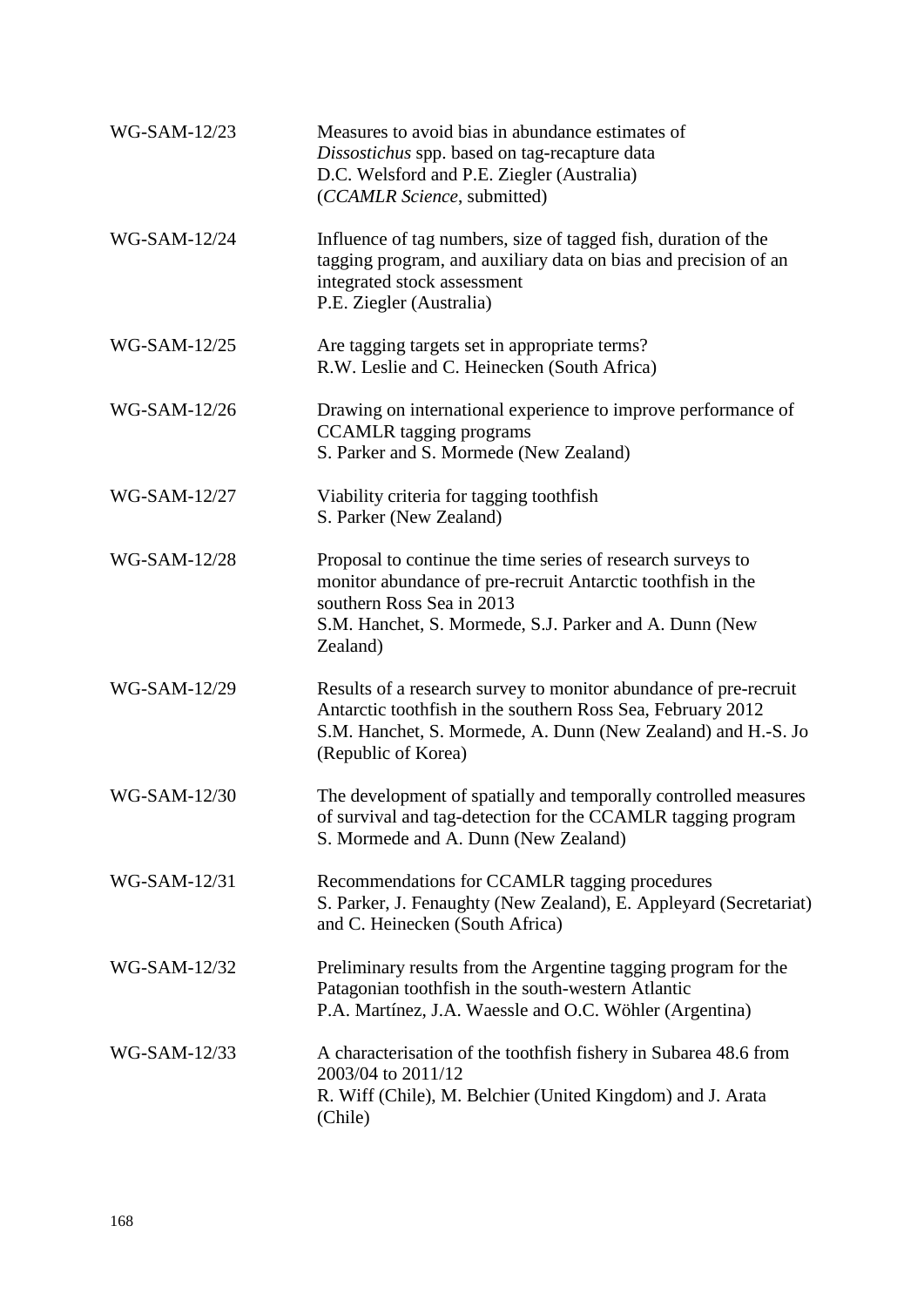| | |
|---|---|
| WG-SAM-12/23 | Measures to avoid bias in abundance estimates of *Dissostichus* spp. based on tag-recapture data<br>D.C. Welsford and P.E. Ziegler (Australia)<br>(*CCAMLR Science*, submitted) |
| WG-SAM-12/24 | Influence of tag numbers, size of tagged fish, duration of the tagging program, and auxiliary data on bias and precision of an integrated stock assessment<br>P.E. Ziegler (Australia) |
| WG-SAM-12/25 | Are tagging targets set in appropriate terms?<br>R.W. Leslie and C. Heinecken (South Africa) |
| WG-SAM-12/26 | Drawing on international experience to improve performance of CCAMLR tagging programs<br>S. Parker and S. Mormede (New Zealand) |
| WG-SAM-12/27 | Viability criteria for tagging toothfish<br>S. Parker (New Zealand) |
| WG-SAM-12/28 | Proposal to continue the time series of research surveys to monitor abundance of pre-recruit Antarctic toothfish in the southern Ross Sea in 2013<br>S.M. Hanchet, S. Mormede, S.J. Parker and A. Dunn (New Zealand) |
| WG-SAM-12/29 | Results of a research survey to monitor abundance of pre-recruit Antarctic toothfish in the southern Ross Sea, February 2012<br>S.M. Hanchet, S. Mormede, A. Dunn (New Zealand) and H.-S. Jo (Republic of Korea) |
| WG-SAM-12/30 | The development of spatially and temporally controlled measures of survival and tag-detection for the CCAMLR tagging program<br>S. Mormede and A. Dunn (New Zealand) |
| WG-SAM-12/31 | Recommendations for CCAMLR tagging procedures<br>S. Parker, J. Fenaughty (New Zealand), E. Appleyard (Secretariat) and C. Heinecken (South Africa) |
| WG-SAM-12/32 | Preliminary results from the Argentine tagging program for the Patagonian toothfish in the south-western Atlantic<br>P.A. Martínez, J.A. Waessle and O.C. Wöhler (Argentina) |
| WG-SAM-12/33 | A characterisation of the toothfish fishery in Subarea 48.6 from 2003/04 to 2011/12<br>R. Wiff (Chile), M. Belchier (United Kingdom) and J. Arata (Chile) |